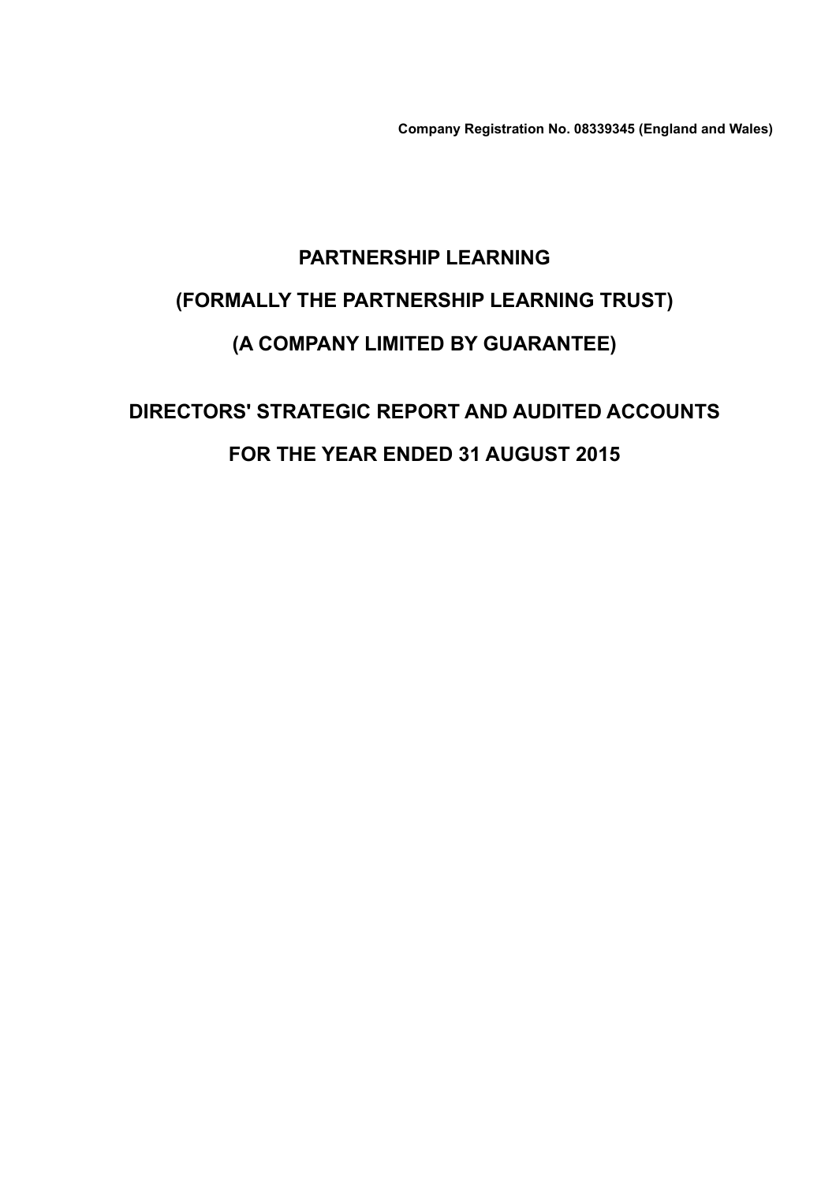**Company Registration No. 08339345 (England and Wales)**

# PARTNERSHIP LEARNING

# (FORMALLY THE PARTNERSHIP LEARNING TRUST)

# (A COMPANY LIMITED BY GUARANTEE)

# DIRECTORS' STRATEGIC REPORT AND AUDITED ACCOUNTS

# FOR THE YEAR ENDED 31 AUGUST 2015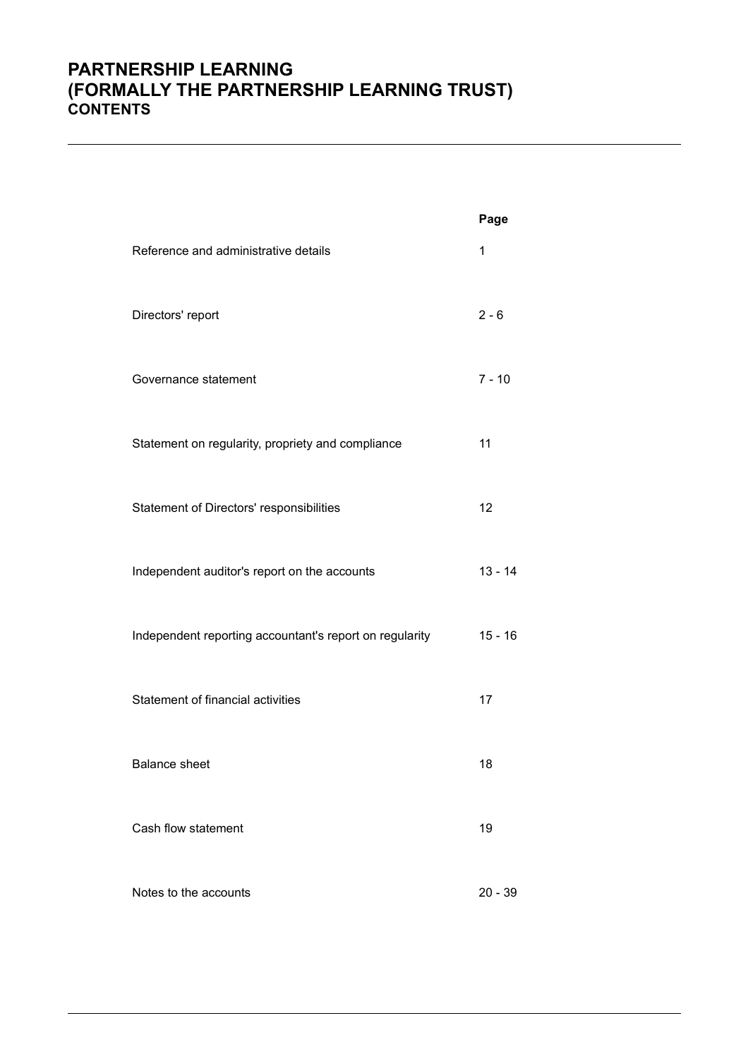# PARTNERSHIP LEARNING
# (FORMALLY THE PARTNERSHIP LEARNING TRUST)
## CONTENTS

| | Page |
|---|---|
| Reference and administrative details | 1 |
| Directors' report | 2 - 6 |
| Governance statement | 7 - 10 |
| Statement on regularity, propriety and compliance | 11 |
| Statement of Directors' responsibilities | 12 |
| Independent auditor's report on the accounts | 13 - 14 |
| Independent reporting accountant's report on regularity | 15 - 16 |
| Statement of financial activities | 17 |
| Balance sheet | 18 |
| Cash flow statement | 19 |
| Notes to the accounts | 20 - 39 |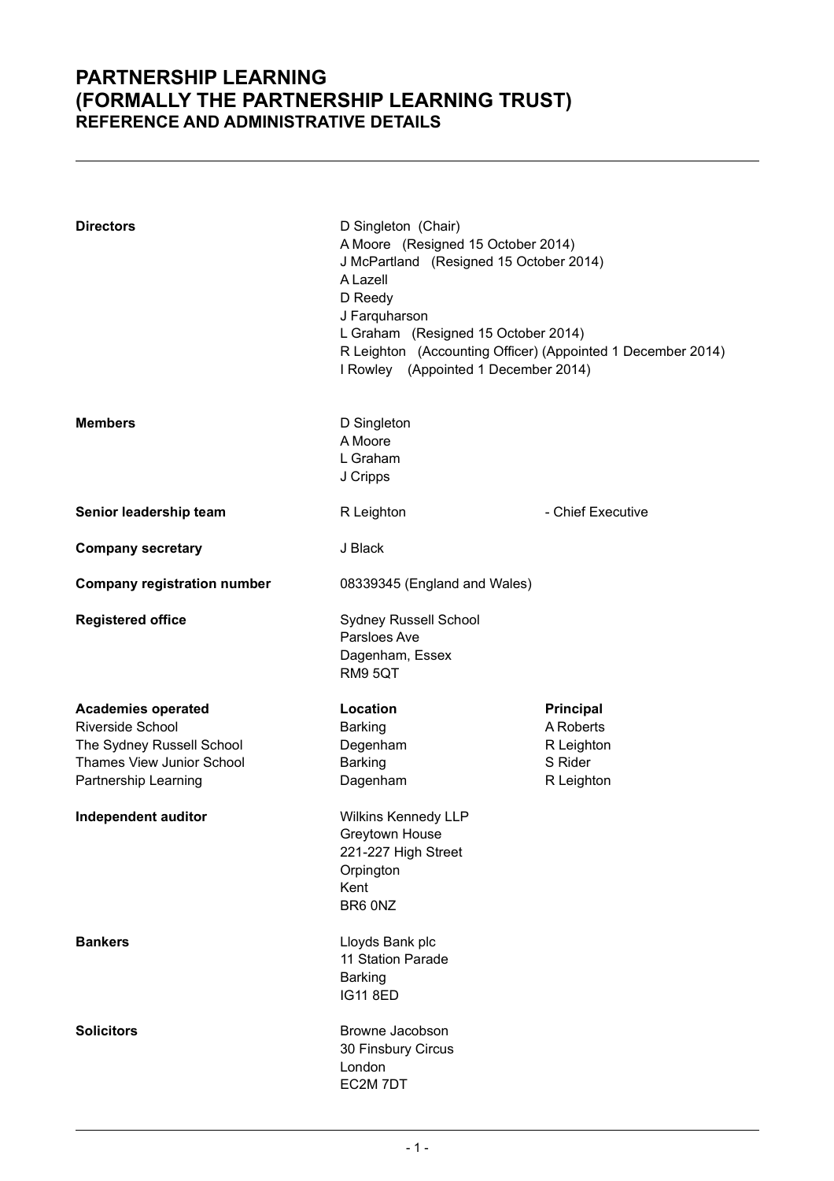# PARTNERSHIP LEARNING
# (FORMALLY THE PARTNERSHIP LEARNING TRUST)
## REFERENCE AND ADMINISTRATIVE DETAILS

**Directors**

D Singleton (Chair)
A Moore (Resigned 15 October 2014)
J McPartland (Resigned 15 October 2014)
A Lazell
D Reedy
J Farquharson
L Graham (Resigned 15 October 2014)
R Leighton (Accounting Officer) (Appointed 1 December 2014)
I Rowley (Appointed 1 December 2014)

**Members**

D Singleton
A Moore
L Graham
J Cripps

**Senior leadership team**

R Leighton - Chief Executive

**Company secretary**

J Black

**Company registration number**

08339345 (England and Wales)

**Registered office**

Sydney Russell School
Parsloes Ave
Dagenham, Essex
RM9 5QT

| **Academies operated** | **Location** | **Principal** |
|---|---|---|
| Riverside School | Barking | A Roberts |
| The Sydney Russell School | Degenham | R Leighton |
| Thames View Junior School | Barking | S Rider |
| Partnership Learning | Dagenham | R Leighton |

**Independent auditor**

Wilkins Kennedy LLP
Greytown House
221-227 High Street
Orpington
Kent
BR6 0NZ

**Bankers**

Lloyds Bank plc
11 Station Parade
Barking
IG11 8ED

**Solicitors**

Browne Jacobson
30 Finsbury Circus
London
EC2M 7DT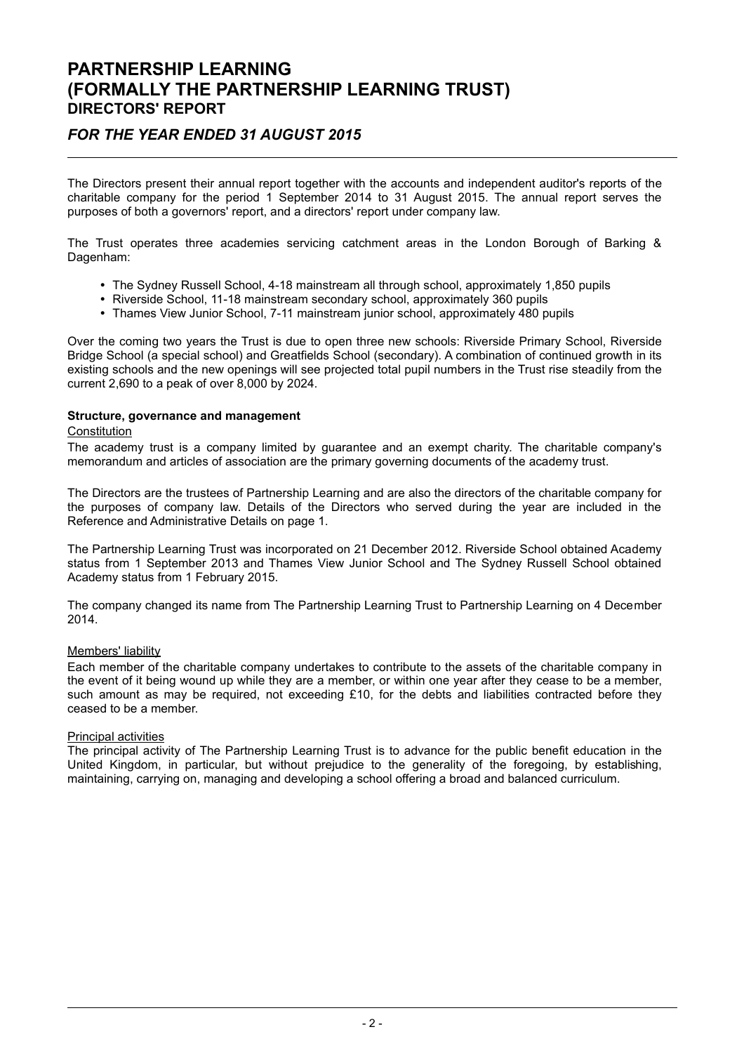# PARTNERSHIP LEARNING (FORMALLY THE PARTNERSHIP LEARNING TRUST)

## DIRECTORS' REPORT

### *FOR THE YEAR ENDED 31 AUGUST 2015*

The Directors present their annual report together with the accounts and independent auditor's reports of the charitable company for the period 1 September 2014 to 31 August 2015. The annual report serves the purposes of both a governors' report, and a directors' report under company law.

The Trust operates three academies servicing catchment areas in the London Borough of Barking & Dagenham:

- The Sydney Russell School, 4-18 mainstream all through school, approximately 1,850 pupils
- Riverside School, 11-18 mainstream secondary school, approximately 360 pupils
- Thames View Junior School, 7-11 mainstream junior school, approximately 480 pupils

Over the coming two years the Trust is due to open three new schools: Riverside Primary School, Riverside Bridge School (a special school) and Greatfields School (secondary). A combination of continued growth in its existing schools and the new openings will see projected total pupil numbers in the Trust rise steadily from the current 2,690 to a peak of over 8,000 by 2024.

**Structure, governance and management**

Constitution

The academy trust is a company limited by guarantee and an exempt charity. The charitable company's memorandum and articles of association are the primary governing documents of the academy trust.

The Directors are the trustees of Partnership Learning and are also the directors of the charitable company for the purposes of company law. Details of the Directors who served during the year are included in the Reference and Administrative Details on page 1.

The Partnership Learning Trust was incorporated on 21 December 2012. Riverside School obtained Academy status from 1 September 2013 and Thames View Junior School and The Sydney Russell School obtained Academy status from 1 February 2015.

The company changed its name from The Partnership Learning Trust to Partnership Learning on 4 December 2014.

Members' liability

Each member of the charitable company undertakes to contribute to the assets of the charitable company in the event of it being wound up while they are a member, or within one year after they cease to be a member, such amount as may be required, not exceeding £10, for the debts and liabilities contracted before they ceased to be a member.

Principal activities

The principal activity of The Partnership Learning Trust is to advance for the public benefit education in the United Kingdom, in particular, but without prejudice to the generality of the foregoing, by establishing, maintaining, carrying on, managing and developing a school offering a broad and balanced curriculum.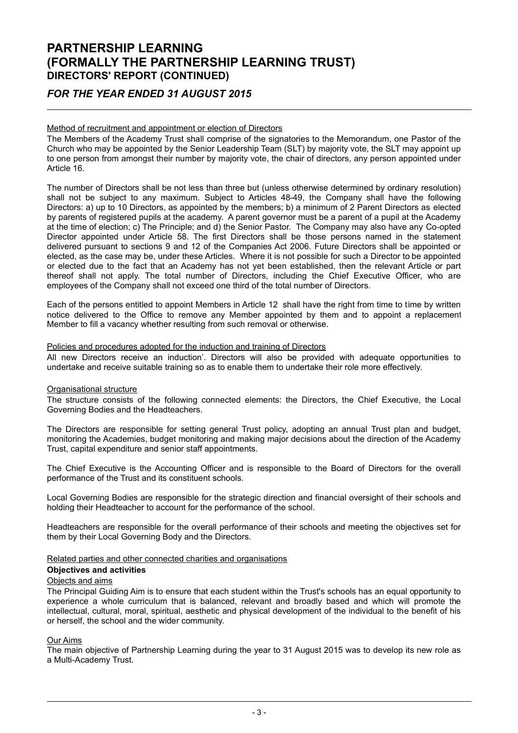Method of recruitment and appointment or election of Directors

The Members of the Academy Trust shall comprise of the signatories to the Memorandum, one Pastor of the Church who may be appointed by the Senior Leadership Team (SLT) by majority vote, the SLT may appoint up to one person from amongst their number by majority vote, the chair of directors, any person appointed under Article 16.

The number of Directors shall be not less than three but (unless otherwise determined by ordinary resolution) shall not be subject to any maximum. Subject to Articles 48-49, the Company shall have the following Directors: a) up to 10 Directors, as appointed by the members; b) a minimum of 2 Parent Directors as elected by parents of registered pupils at the academy. A parent governor must be a parent of a pupil at the Academy at the time of election; c) The Principle; and d) the Senior Pastor. The Company may also have any Co-opted Director appointed under Article 58. The first Directors shall be those persons named in the statement delivered pursuant to sections 9 and 12 of the Companies Act 2006. Future Directors shall be appointed or elected, as the case may be, under these Articles. Where it is not possible for such a Director to be appointed or elected due to the fact that an Academy has not yet been established, then the relevant Article or part thereof shall not apply. The total number of Directors, including the Chief Executive Officer, who are employees of the Company shall not exceed one third of the total number of Directors.

Each of the persons entitled to appoint Members in Article 12 shall have the right from time to time by written notice delivered to the Office to remove any Member appointed by them and to appoint a replacement Member to fill a vacancy whether resulting from such removal or otherwise.

Policies and procedures adopted for the induction and training of Directors

All new Directors receive an induction'. Directors will also be provided with adequate opportunities to undertake and receive suitable training so as to enable them to undertake their role more effectively.

Organisational structure

The structure consists of the following connected elements: the Directors, the Chief Executive, the Local Governing Bodies and the Headteachers.

The Directors are responsible for setting general Trust policy, adopting an annual Trust plan and budget, monitoring the Academies, budget monitoring and making major decisions about the direction of the Academy Trust, capital expenditure and senior staff appointments.

The Chief Executive is the Accounting Officer and is responsible to the Board of Directors for the overall performance of the Trust and its constituent schools.

Local Governing Bodies are responsible for the strategic direction and financial oversight of their schools and holding their Headteacher to account for the performance of the school.

Headteachers are responsible for the overall performance of their schools and meeting the objectives set for them by their Local Governing Body and the Directors.

Related parties and other connected charities and organisations

**Objectives and activities**

Objects and aims

The Principal Guiding Aim is to ensure that each student within the Trust's schools has an equal opportunity to experience a whole curriculum that is balanced, relevant and broadly based and which will promote the intellectual, cultural, moral, spiritual, aesthetic and physical development of the individual to the benefit of his or herself, the school and the wider community.

Our Aims

The main objective of Partnership Learning during the year to 31 August 2015 was to develop its new role as a Multi-Academy Trust.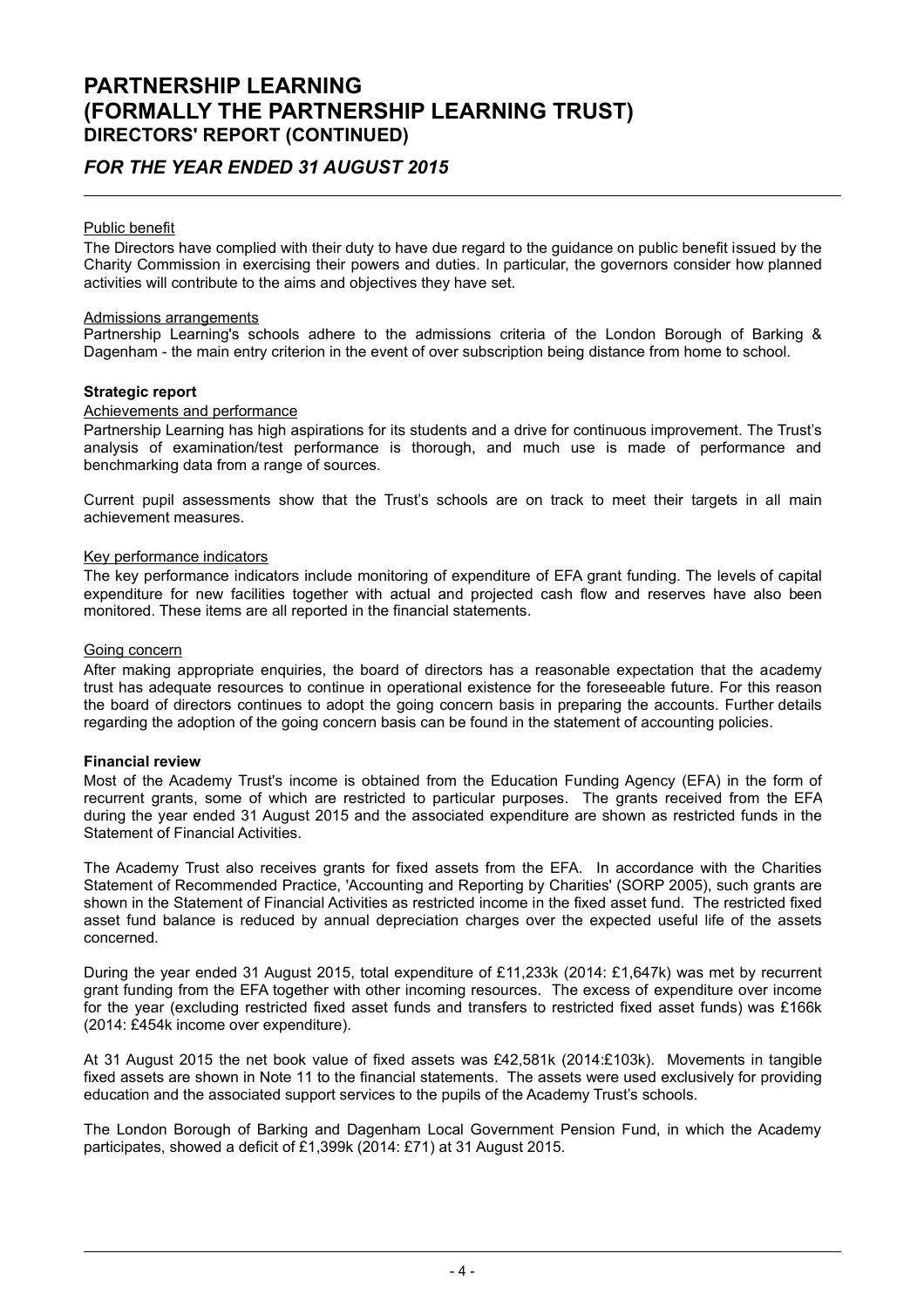# PARTNERSHIP LEARNING (FORMALLY THE PARTNERSHIP LEARNING TRUST)

## DIRECTORS' REPORT (CONTINUED)

### *FOR THE YEAR ENDED 31 AUGUST 2015*

Public benefit

The Directors have complied with their duty to have due regard to the guidance on public benefit issued by the Charity Commission in exercising their powers and duties. In particular, the governors consider how planned activities will contribute to the aims and objectives they have set.

Admissions arrangements

Partnership Learning's schools adhere to the admissions criteria of the London Borough of Barking & Dagenham - the main entry criterion in the event of over subscription being distance from home to school.

**Strategic report**

Achievements and performance

Partnership Learning has high aspirations for its students and a drive for continuous improvement. The Trust's analysis of examination/test performance is thorough, and much use is made of performance and benchmarking data from a range of sources.

Current pupil assessments show that the Trust's schools are on track to meet their targets in all main achievement measures.

Key performance indicators

The key performance indicators include monitoring of expenditure of EFA grant funding. The levels of capital expenditure for new facilities together with actual and projected cash flow and reserves have also been monitored. These items are all reported in the financial statements.

Going concern

After making appropriate enquiries, the board of directors has a reasonable expectation that the academy trust has adequate resources to continue in operational existence for the foreseeable future. For this reason the board of directors continues to adopt the going concern basis in preparing the accounts. Further details regarding the adoption of the going concern basis can be found in the statement of accounting policies.

**Financial review**

Most of the Academy Trust's income is obtained from the Education Funding Agency (EFA) in the form of recurrent grants, some of which are restricted to particular purposes. The grants received from the EFA during the year ended 31 August 2015 and the associated expenditure are shown as restricted funds in the Statement of Financial Activities.

The Academy Trust also receives grants for fixed assets from the EFA. In accordance with the Charities Statement of Recommended Practice, 'Accounting and Reporting by Charities' (SORP 2005), such grants are shown in the Statement of Financial Activities as restricted income in the fixed asset fund. The restricted fixed asset fund balance is reduced by annual depreciation charges over the expected useful life of the assets concerned.

During the year ended 31 August 2015, total expenditure of £11,233k (2014: £1,647k) was met by recurrent grant funding from the EFA together with other incoming resources. The excess of expenditure over income for the year (excluding restricted fixed asset funds and transfers to restricted fixed asset funds) was £166k (2014: £454k income over expenditure).

At 31 August 2015 the net book value of fixed assets was £42,581k (2014:£103k). Movements in tangible fixed assets are shown in Note 11 to the financial statements. The assets were used exclusively for providing education and the associated support services to the pupils of the Academy Trust's schools.

The London Borough of Barking and Dagenham Local Government Pension Fund, in which the Academy participates, showed a deficit of £1,399k (2014: £71) at 31 August 2015.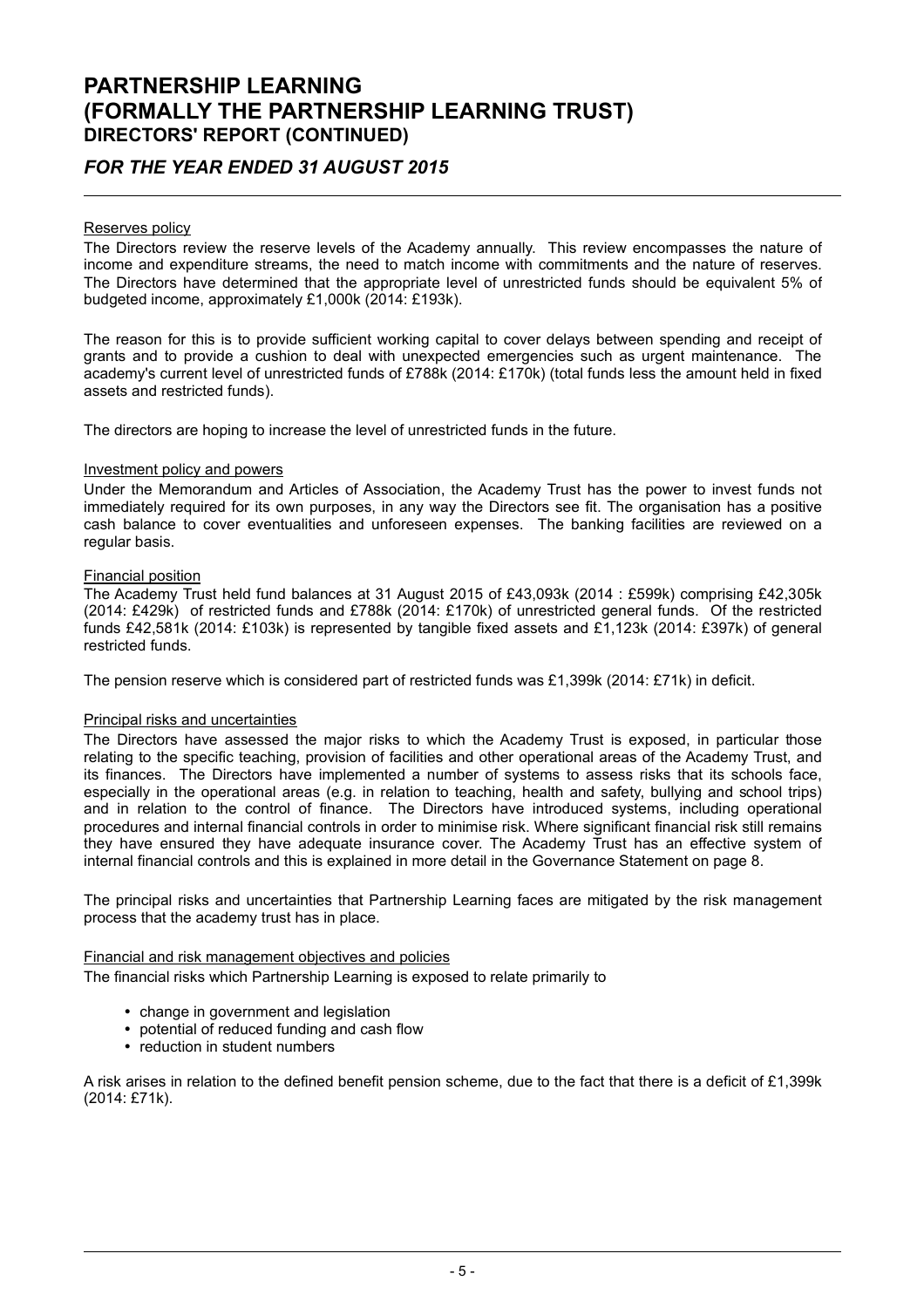# PARTNERSHIP LEARNING (FORMALLY THE PARTNERSHIP LEARNING TRUST)

## DIRECTORS' REPORT (CONTINUED)

### *FOR THE YEAR ENDED 31 AUGUST 2015*

Reserves policy

The Directors review the reserve levels of the Academy annually. This review encompasses the nature of income and expenditure streams, the need to match income with commitments and the nature of reserves. The Directors have determined that the appropriate level of unrestricted funds should be equivalent 5% of budgeted income, approximately £1,000k (2014: £193k).

The reason for this is to provide sufficient working capital to cover delays between spending and receipt of grants and to provide a cushion to deal with unexpected emergencies such as urgent maintenance. The academy's current level of unrestricted funds of £788k (2014: £170k) (total funds less the amount held in fixed assets and restricted funds).

The directors are hoping to increase the level of unrestricted funds in the future.

Investment policy and powers

Under the Memorandum and Articles of Association, the Academy Trust has the power to invest funds not immediately required for its own purposes, in any way the Directors see fit. The organisation has a positive cash balance to cover eventualities and unforeseen expenses. The banking facilities are reviewed on a regular basis.

Financial position

The Academy Trust held fund balances at 31 August 2015 of £43,093k (2014 : £599k) comprising £42,305k (2014: £429k) of restricted funds and £788k (2014: £170k) of unrestricted general funds. Of the restricted funds £42,581k (2014: £103k) is represented by tangible fixed assets and £1,123k (2014: £397k) of general restricted funds.

The pension reserve which is considered part of restricted funds was £1,399k (2014: £71k) in deficit.

Principal risks and uncertainties

The Directors have assessed the major risks to which the Academy Trust is exposed, in particular those relating to the specific teaching, provision of facilities and other operational areas of the Academy Trust, and its finances. The Directors have implemented a number of systems to assess risks that its schools face, especially in the operational areas (e.g. in relation to teaching, health and safety, bullying and school trips) and in relation to the control of finance. The Directors have introduced systems, including operational procedures and internal financial controls in order to minimise risk. Where significant financial risk still remains they have ensured they have adequate insurance cover. The Academy Trust has an effective system of internal financial controls and this is explained in more detail in the Governance Statement on page 8.

The principal risks and uncertainties that Partnership Learning faces are mitigated by the risk management process that the academy trust has in place.

Financial and risk management objectives and policies

The financial risks which Partnership Learning is exposed to relate primarily to

- change in government and legislation
- potential of reduced funding and cash flow
- reduction in student numbers

A risk arises in relation to the defined benefit pension scheme, due to the fact that there is a deficit of £1,399k (2014: £71k).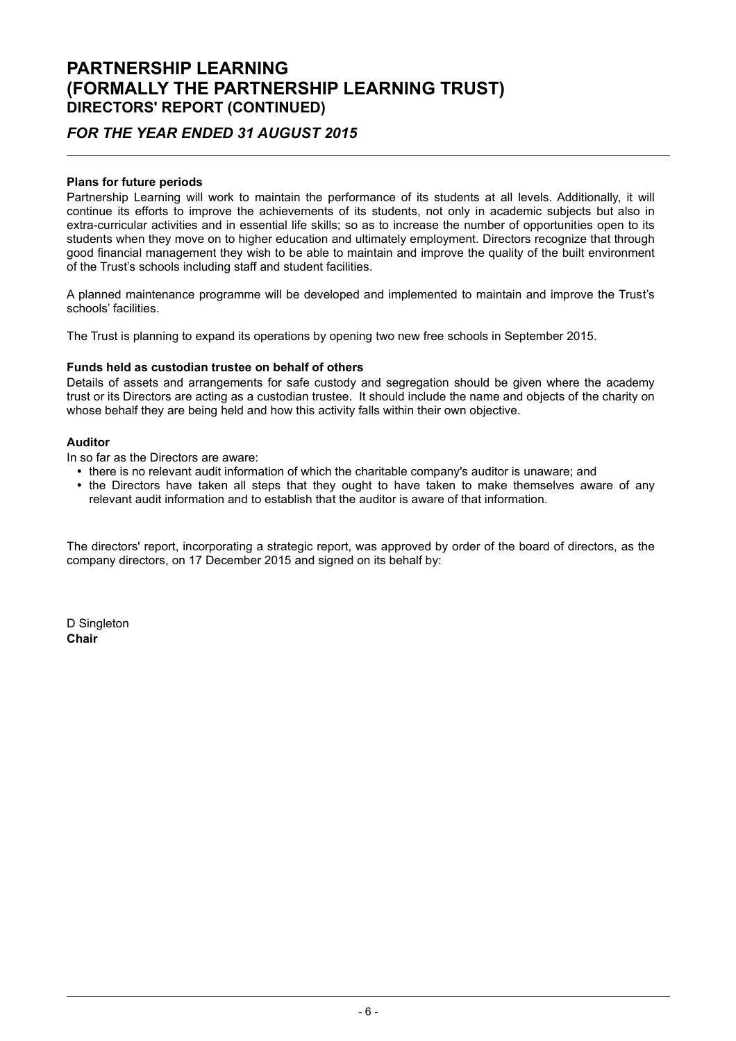# PARTNERSHIP LEARNING (FORMALLY THE PARTNERSHIP LEARNING TRUST)
## DIRECTORS' REPORT (CONTINUED)

### *FOR THE YEAR ENDED 31 AUGUST 2015*

**Plans for future periods**

Partnership Learning will work to maintain the performance of its students at all levels. Additionally, it will continue its efforts to improve the achievements of its students, not only in academic subjects but also in extra-curricular activities and in essential life skills; so as to increase the number of opportunities open to its students when they move on to higher education and ultimately employment. Directors recognize that through good financial management they wish to be able to maintain and improve the quality of the built environment of the Trust's schools including staff and student facilities.

A planned maintenance programme will be developed and implemented to maintain and improve the Trust's schools' facilities.

The Trust is planning to expand its operations by opening two new free schools in September 2015.

**Funds held as custodian trustee on behalf of others**

Details of assets and arrangements for safe custody and segregation should be given where the academy trust or its Directors are acting as a custodian trustee. It should include the name and objects of the charity on whose behalf they are being held and how this activity falls within their own objective.

**Auditor**

In so far as the Directors are aware:

- there is no relevant audit information of which the charitable company's auditor is unaware; and
- the Directors have taken all steps that they ought to have taken to make themselves aware of any relevant audit information and to establish that the auditor is aware of that information.

The directors' report, incorporating a strategic report, was approved by order of the board of directors, as the company directors, on 17 December 2015 and signed on its behalf by:

D Singleton
**Chair**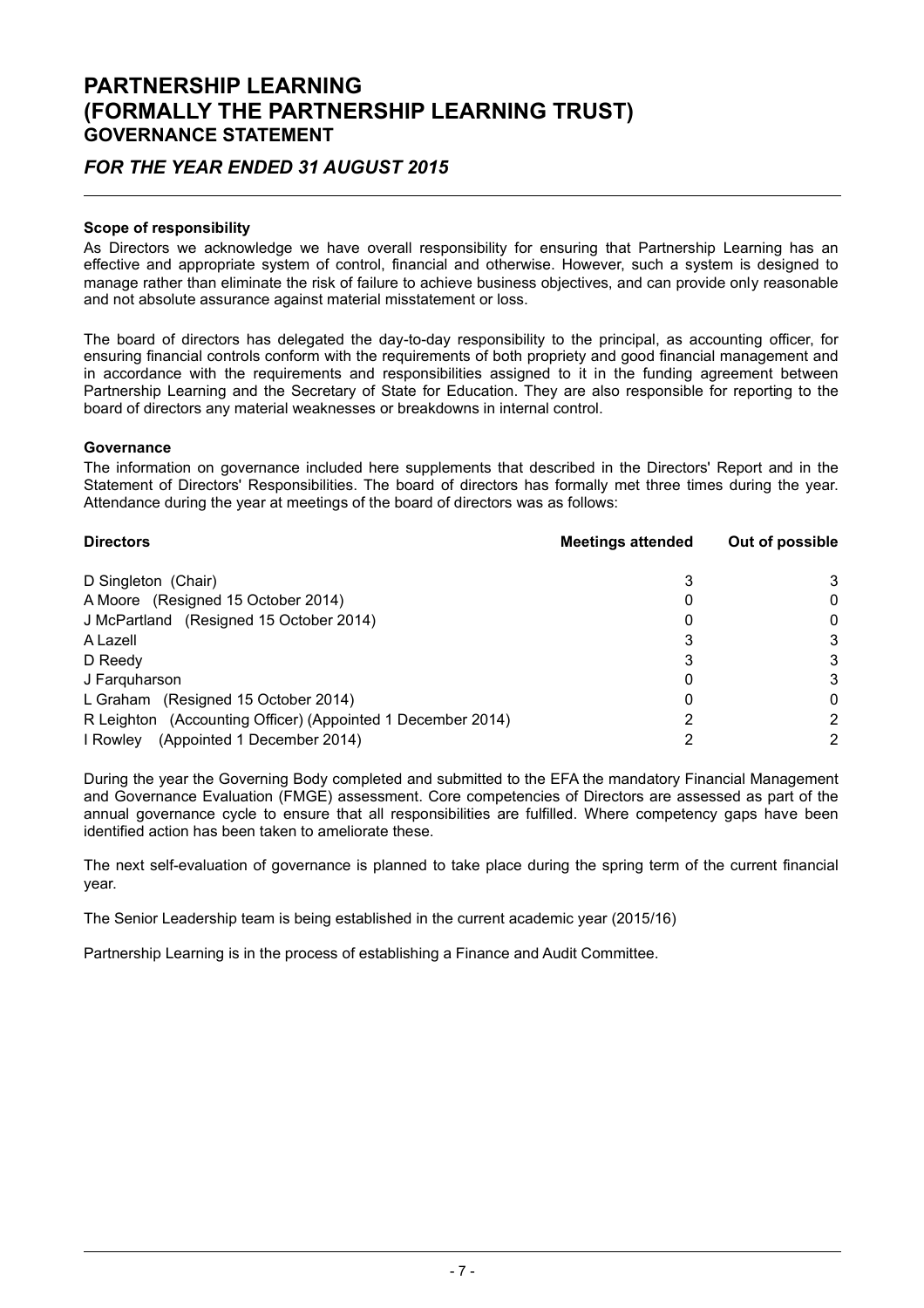# PARTNERSHIP LEARNING
# (FORMALLY THE PARTNERSHIP LEARNING TRUST)
## GOVERNANCE STATEMENT

## *FOR THE YEAR ENDED 31 AUGUST 2015*

**Scope of responsibility**

As Directors we acknowledge we have overall responsibility for ensuring that Partnership Learning has an effective and appropriate system of control, financial and otherwise. However, such a system is designed to manage rather than eliminate the risk of failure to achieve business objectives, and can provide only reasonable and not absolute assurance against material misstatement or loss.

The board of directors has delegated the day-to-day responsibility to the principal, as accounting officer, for ensuring financial controls conform with the requirements of both propriety and good financial management and in accordance with the requirements and responsibilities assigned to it in the funding agreement between Partnership Learning and the Secretary of State for Education. They are also responsible for reporting to the board of directors any material weaknesses or breakdowns in internal control.

**Governance**

The information on governance included here supplements that described in the Directors' Report and in the Statement of Directors' Responsibilities. The board of directors has formally met three times during the year. Attendance during the year at meetings of the board of directors was as follows:

| Directors | Meetings attended | Out of possible |
|---|---|---|
| D Singleton (Chair) | 3 | 3 |
| A Moore (Resigned 15 October 2014) | 0 | 0 |
| J McPartland (Resigned 15 October 2014) | 0 | 0 |
| A Lazell | 3 | 3 |
| D Reedy | 3 | 3 |
| J Farquharson | 0 | 3 |
| L Graham (Resigned 15 October 2014) | 0 | 0 |
| R Leighton (Accounting Officer) (Appointed 1 December 2014) | 2 | 2 |
| I Rowley (Appointed 1 December 2014) | 2 | 2 |

During the year the Governing Body completed and submitted to the EFA the mandatory Financial Management and Governance Evaluation (FMGE) assessment. Core competencies of Directors are assessed as part of the annual governance cycle to ensure that all responsibilities are fulfilled. Where competency gaps have been identified action has been taken to ameliorate these.

The next self-evaluation of governance is planned to take place during the spring term of the current financial year.

The Senior Leadership team is being established in the current academic year (2015/16)

Partnership Learning is in the process of establishing a Finance and Audit Committee.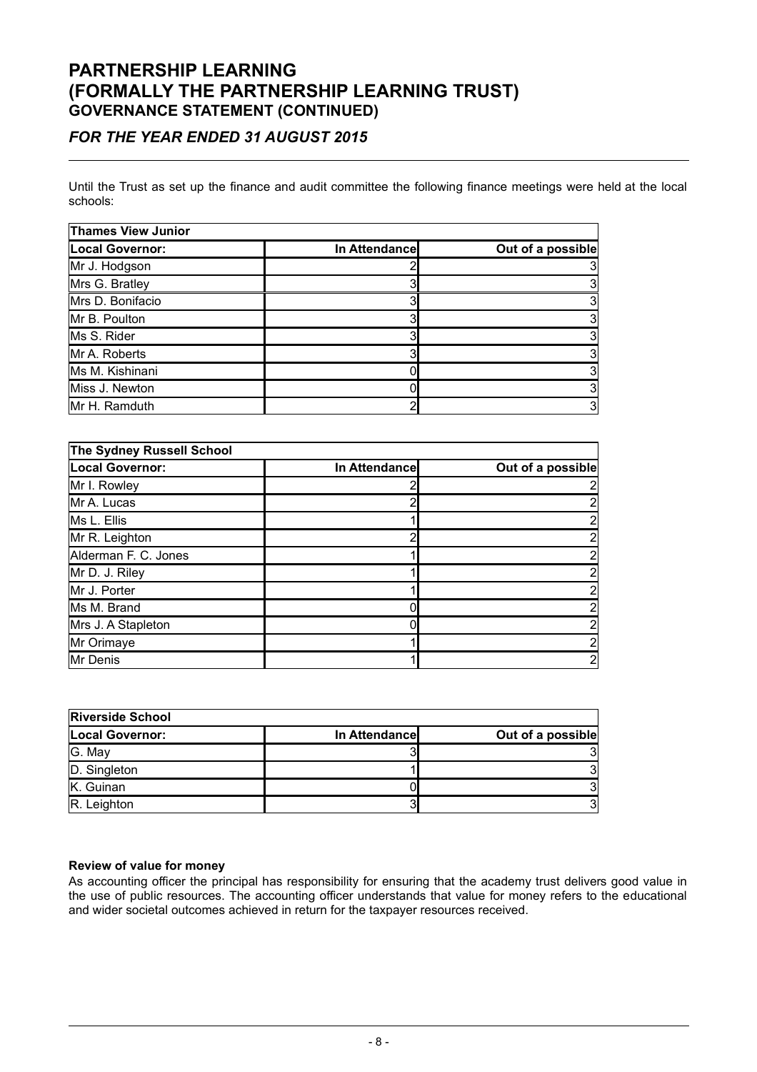Until the Trust as set up the finance and audit committee the following finance meetings were held at the local schools:

| Thames View Junior | | |
|---|---|---|
| **Local Governor:** | **In Attendance** | **Out of a possible** |
| Mr J. Hodgson | 2 | 3 |
| Mrs G. Bratley | 3 | 3 |
| Mrs D. Bonifacio | 3 | 3 |
| Mr B. Poulton | 3 | 3 |
| Ms S. Rider | 3 | 3 |
| Mr A. Roberts | 3 | 3 |
| Ms M. Kishinani | 0 | 3 |
| Miss J. Newton | 0 | 3 |
| Mr H. Ramduth | 2 | 3 |

| The Sydney Russell School | | |
|---|---|---|
| **Local Governor:** | **In Attendance** | **Out of a possible** |
| Mr I. Rowley | 2 | 2 |
| Mr A. Lucas | 2 | 2 |
| Ms L. Ellis | 1 | 2 |
| Mr R. Leighton | 2 | 2 |
| Alderman F. C. Jones | 1 | 2 |
| Mr D. J. Riley | 1 | 2 |
| Mr J. Porter | 1 | 2 |
| Ms M. Brand | 0 | 2 |
| Mrs J. A Stapleton | 0 | 2 |
| Mr Orimaye | 1 | 2 |
| Mr Denis | 1 | 2 |

| Riverside School | | |
|---|---|---|
| **Local Governor:** | **In Attendance** | **Out of a possible** |
| G. May | 3 | 3 |
| D. Singleton | 1 | 3 |
| K. Guinan | 0 | 3 |
| R. Leighton | 3 | 3 |

**Review of value for money**

As accounting officer the principal has responsibility for ensuring that the academy trust delivers good value in the use of public resources. The accounting officer understands that value for money refers to the educational and wider societal outcomes achieved in return for the taxpayer resources received.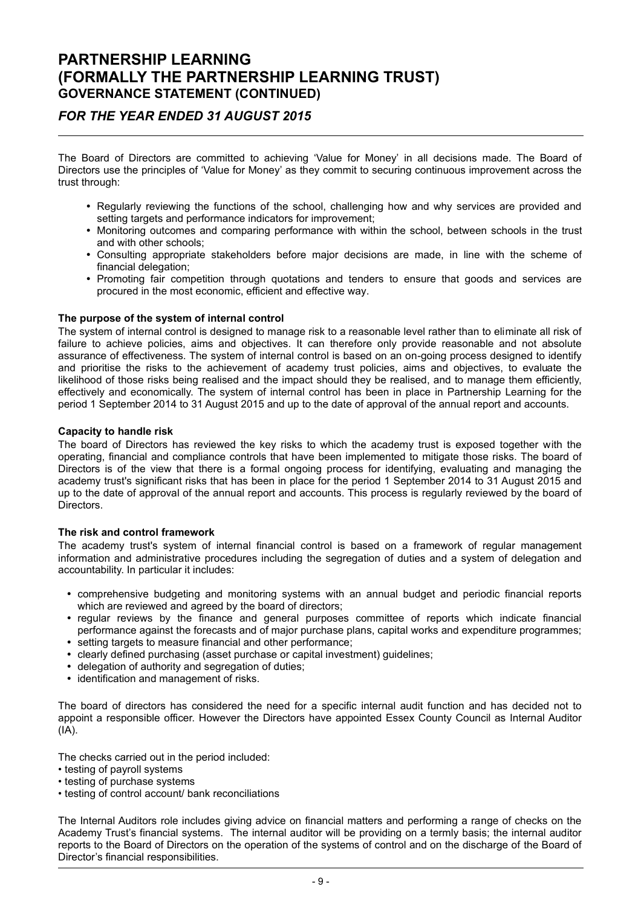The Board of Directors are committed to achieving 'Value for Money' in all decisions made. The Board of Directors use the principles of 'Value for Money' as they commit to securing continuous improvement across the trust through:

- Regularly reviewing the functions of the school, challenging how and why services are provided and setting targets and performance indicators for improvement;
- Monitoring outcomes and comparing performance with within the school, between schools in the trust and with other schools;
- Consulting appropriate stakeholders before major decisions are made, in line with the scheme of financial delegation;
- Promoting fair competition through quotations and tenders to ensure that goods and services are procured in the most economic, efficient and effective way.

**The purpose of the system of internal control**

The system of internal control is designed to manage risk to a reasonable level rather than to eliminate all risk of failure to achieve policies, aims and objectives. It can therefore only provide reasonable and not absolute assurance of effectiveness. The system of internal control is based on an on-going process designed to identify and prioritise the risks to the achievement of academy trust policies, aims and objectives, to evaluate the likelihood of those risks being realised and the impact should they be realised, and to manage them efficiently, effectively and economically. The system of internal control has been in place in Partnership Learning for the period 1 September 2014 to 31 August 2015 and up to the date of approval of the annual report and accounts.

**Capacity to handle risk**

The board of Directors has reviewed the key risks to which the academy trust is exposed together with the operating, financial and compliance controls that have been implemented to mitigate those risks. The board of Directors is of the view that there is a formal ongoing process for identifying, evaluating and managing the academy trust's significant risks that has been in place for the period 1 September 2014 to 31 August 2015 and up to the date of approval of the annual report and accounts. This process is regularly reviewed by the board of Directors.

**The risk and control framework**

The academy trust's system of internal financial control is based on a framework of regular management information and administrative procedures including the segregation of duties and a system of delegation and accountability. In particular it includes:

- comprehensive budgeting and monitoring systems with an annual budget and periodic financial reports which are reviewed and agreed by the board of directors;
- regular reviews by the finance and general purposes committee of reports which indicate financial performance against the forecasts and of major purchase plans, capital works and expenditure programmes;
- setting targets to measure financial and other performance;
- clearly defined purchasing (asset purchase or capital investment) guidelines;
- delegation of authority and segregation of duties;
- identification and management of risks.

The board of directors has considered the need for a specific internal audit function and has decided not to appoint a responsible officer. However the Directors have appointed Essex County Council as Internal Auditor (IA).

The checks carried out in the period included:

- testing of payroll systems
- testing of purchase systems
- testing of control account/ bank reconciliations

The Internal Auditors role includes giving advice on financial matters and performing a range of checks on the Academy Trust's financial systems. The internal auditor will be providing on a termly basis; the internal auditor reports to the Board of Directors on the operation of the systems of control and on the discharge of the Board of Director's financial responsibilities.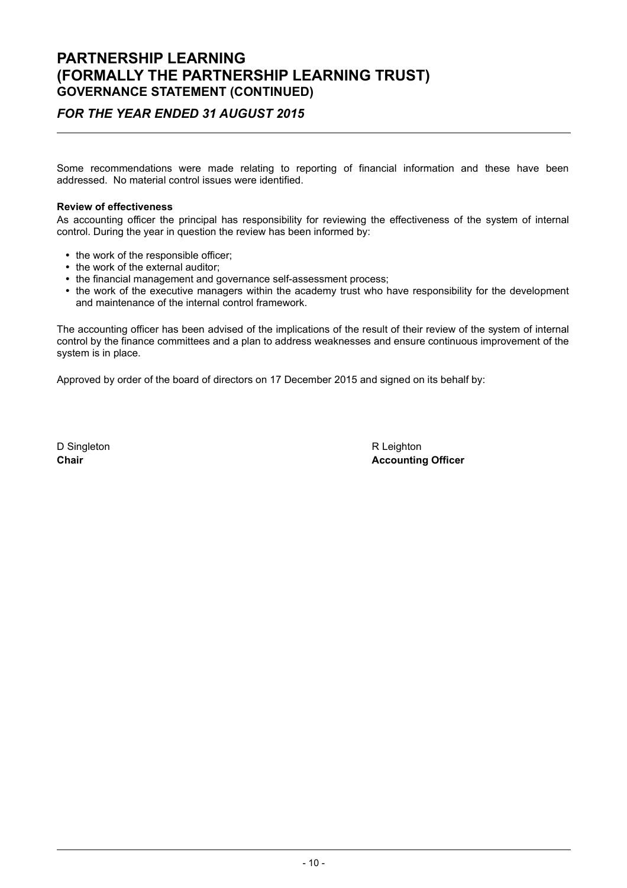Some recommendations were made relating to reporting of financial information and these have been addressed. No material control issues were identified.

**Review of effectiveness**

As accounting officer the principal has responsibility for reviewing the effectiveness of the system of internal control. During the year in question the review has been informed by:

- the work of the responsible officer;
- the work of the external auditor;
- the financial management and governance self-assessment process;
- the work of the executive managers within the academy trust who have responsibility for the development and maintenance of the internal control framework.

The accounting officer has been advised of the implications of the result of their review of the system of internal control by the finance committees and a plan to address weaknesses and ensure continuous improvement of the system is in place.

Approved by order of the board of directors on 17 December 2015 and signed on its behalf by:

| | |
|---|---|
| D Singleton | R Leighton |
| **Chair** | **Accounting Officer** |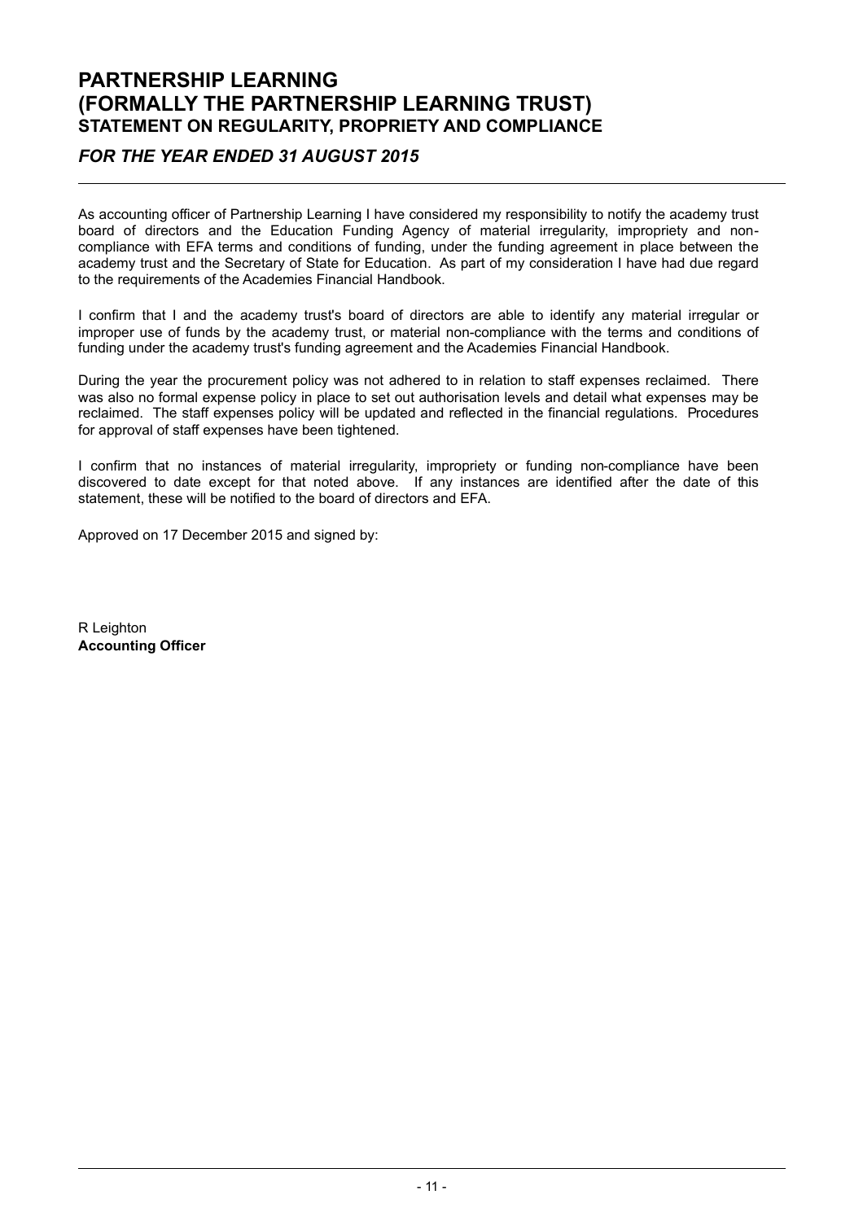# PARTNERSHIP LEARNING
# (FORMALLY THE PARTNERSHIP LEARNING TRUST)
## STATEMENT ON REGULARITY, PROPRIETY AND COMPLIANCE

### *FOR THE YEAR ENDED 31 AUGUST 2015*

As accounting officer of Partnership Learning I have considered my responsibility to notify the academy trust board of directors and the Education Funding Agency of material irregularity, impropriety and non-compliance with EFA terms and conditions of funding, under the funding agreement in place between the academy trust and the Secretary of State for Education. As part of my consideration I have had due regard to the requirements of the Academies Financial Handbook.

I confirm that I and the academy trust's board of directors are able to identify any material irregular or improper use of funds by the academy trust, or material non-compliance with the terms and conditions of funding under the academy trust's funding agreement and the Academies Financial Handbook.

During the year the procurement policy was not adhered to in relation to staff expenses reclaimed. There was also no formal expense policy in place to set out authorisation levels and detail what expenses may be reclaimed. The staff expenses policy will be updated and reflected in the financial regulations. Procedures for approval of staff expenses have been tightened.

I confirm that no instances of material irregularity, impropriety or funding non-compliance have been discovered to date except for that noted above. If any instances are identified after the date of this statement, these will be notified to the board of directors and EFA.

Approved on 17 December 2015 and signed by:

R Leighton
**Accounting Officer**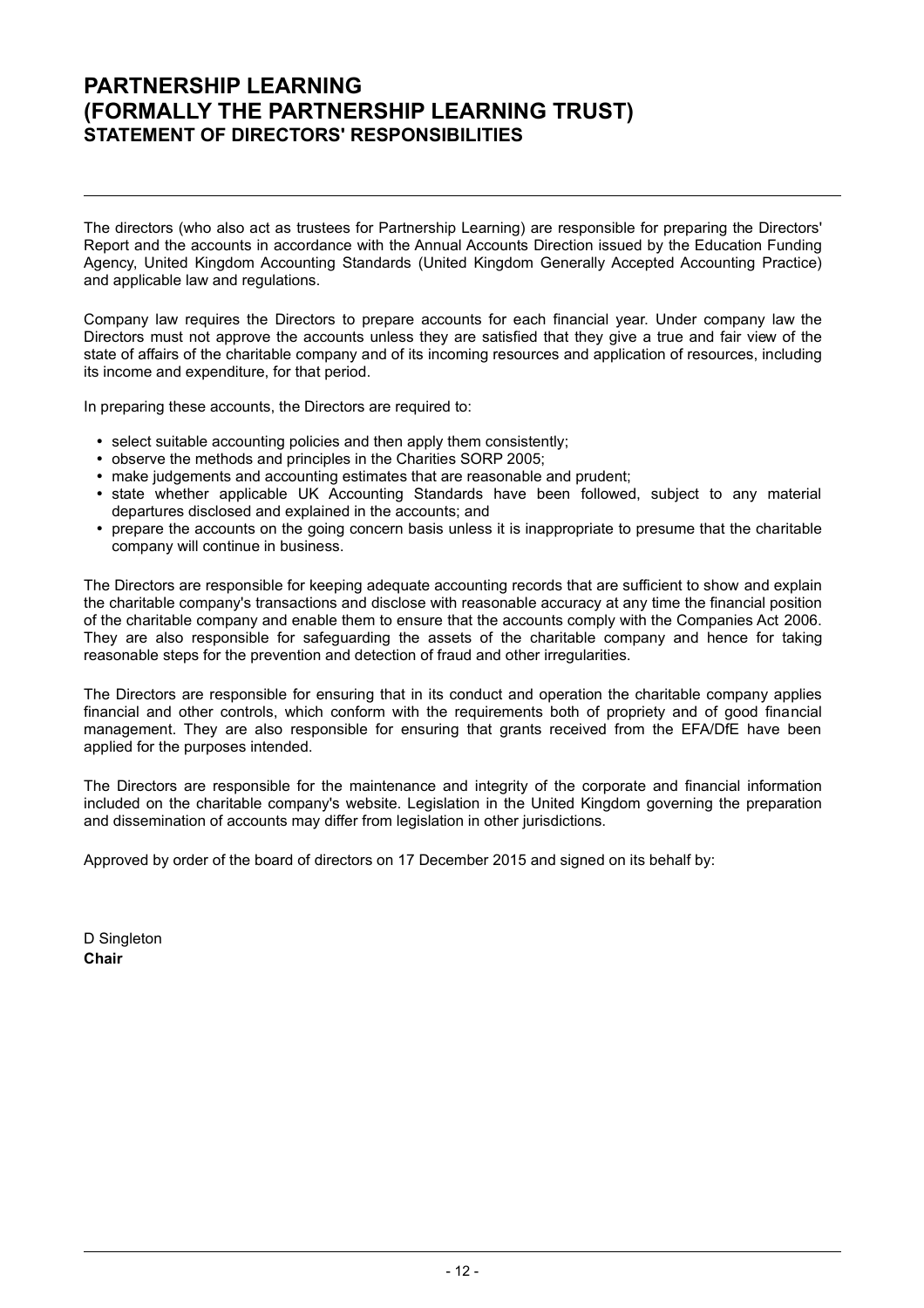# PARTNERSHIP LEARNING
# (FORMALLY THE PARTNERSHIP LEARNING TRUST)
## STATEMENT OF DIRECTORS' RESPONSIBILITIES

The directors (who also act as trustees for Partnership Learning) are responsible for preparing the Directors' Report and the accounts in accordance with the Annual Accounts Direction issued by the Education Funding Agency, United Kingdom Accounting Standards (United Kingdom Generally Accepted Accounting Practice) and applicable law and regulations.

Company law requires the Directors to prepare accounts for each financial year. Under company law the Directors must not approve the accounts unless they are satisfied that they give a true and fair view of the state of affairs of the charitable company and of its incoming resources and application of resources, including its income and expenditure, for that period.

In preparing these accounts, the Directors are required to:

- select suitable accounting policies and then apply them consistently;
- observe the methods and principles in the Charities SORP 2005;
- make judgements and accounting estimates that are reasonable and prudent;
- state whether applicable UK Accounting Standards have been followed, subject to any material departures disclosed and explained in the accounts; and
- prepare the accounts on the going concern basis unless it is inappropriate to presume that the charitable company will continue in business.

The Directors are responsible for keeping adequate accounting records that are sufficient to show and explain the charitable company's transactions and disclose with reasonable accuracy at any time the financial position of the charitable company and enable them to ensure that the accounts comply with the Companies Act 2006. They are also responsible for safeguarding the assets of the charitable company and hence for taking reasonable steps for the prevention and detection of fraud and other irregularities.

The Directors are responsible for ensuring that in its conduct and operation the charitable company applies financial and other controls, which conform with the requirements both of propriety and of good financial management. They are also responsible for ensuring that grants received from the EFA/DfE have been applied for the purposes intended.

The Directors are responsible for the maintenance and integrity of the corporate and financial information included on the charitable company's website. Legislation in the United Kingdom governing the preparation and dissemination of accounts may differ from legislation in other jurisdictions.

Approved by order of the board of directors on 17 December 2015 and signed on its behalf by:

D Singleton
**Chair**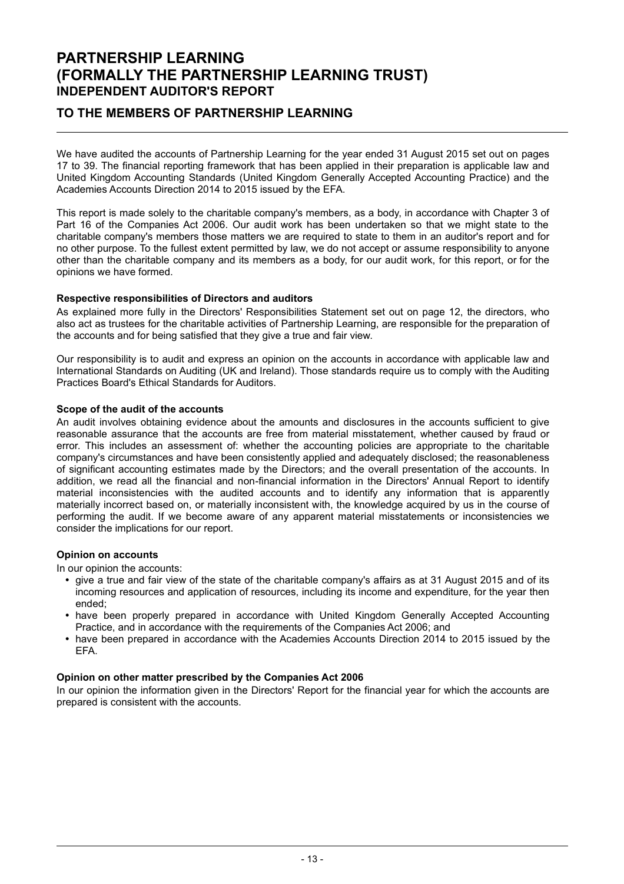# PARTNERSHIP LEARNING (FORMALLY THE PARTNERSHIP LEARNING TRUST)

## INDEPENDENT AUDITOR'S REPORT

## TO THE MEMBERS OF PARTNERSHIP LEARNING

We have audited the accounts of Partnership Learning for the year ended 31 August 2015 set out on pages 17 to 39. The financial reporting framework that has been applied in their preparation is applicable law and United Kingdom Accounting Standards (United Kingdom Generally Accepted Accounting Practice) and the Academies Accounts Direction 2014 to 2015 issued by the EFA.

This report is made solely to the charitable company's members, as a body, in accordance with Chapter 3 of Part 16 of the Companies Act 2006. Our audit work has been undertaken so that we might state to the charitable company's members those matters we are required to state to them in an auditor's report and for no other purpose. To the fullest extent permitted by law, we do not accept or assume responsibility to anyone other than the charitable company and its members as a body, for our audit work, for this report, or for the opinions we have formed.

**Respective responsibilities of Directors and auditors**

As explained more fully in the Directors' Responsibilities Statement set out on page 12, the directors, who also act as trustees for the charitable activities of Partnership Learning, are responsible for the preparation of the accounts and for being satisfied that they give a true and fair view.

Our responsibility is to audit and express an opinion on the accounts in accordance with applicable law and International Standards on Auditing (UK and Ireland). Those standards require us to comply with the Auditing Practices Board's Ethical Standards for Auditors.

**Scope of the audit of the accounts**

An audit involves obtaining evidence about the amounts and disclosures in the accounts sufficient to give reasonable assurance that the accounts are free from material misstatement, whether caused by fraud or error. This includes an assessment of: whether the accounting policies are appropriate to the charitable company's circumstances and have been consistently applied and adequately disclosed; the reasonableness of significant accounting estimates made by the Directors; and the overall presentation of the accounts. In addition, we read all the financial and non-financial information in the Directors' Annual Report to identify material inconsistencies with the audited accounts and to identify any information that is apparently materially incorrect based on, or materially inconsistent with, the knowledge acquired by us in the course of performing the audit. If we become aware of any apparent material misstatements or inconsistencies we consider the implications for our report.

**Opinion on accounts**

In our opinion the accounts:

- give a true and fair view of the state of the charitable company's affairs as at 31 August 2015 and of its incoming resources and application of resources, including its income and expenditure, for the year then ended;
- have been properly prepared in accordance with United Kingdom Generally Accepted Accounting Practice, and in accordance with the requirements of the Companies Act 2006; and
- have been prepared in accordance with the Academies Accounts Direction 2014 to 2015 issued by the EFA.

**Opinion on other matter prescribed by the Companies Act 2006**

In our opinion the information given in the Directors' Report for the financial year for which the accounts are prepared is consistent with the accounts.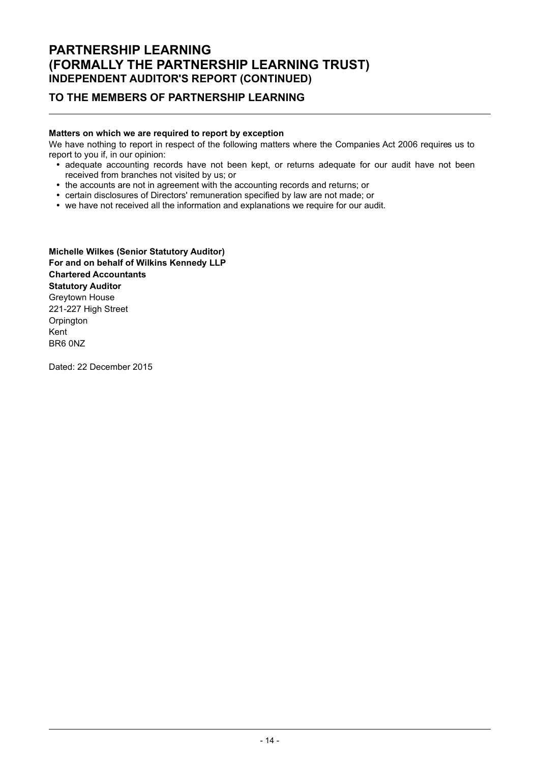# PARTNERSHIP LEARNING
# (FORMALLY THE PARTNERSHIP LEARNING TRUST)
## INDEPENDENT AUDITOR'S REPORT (CONTINUED)

## TO THE MEMBERS OF PARTNERSHIP LEARNING

**Matters on which we are required to report by exception**

We have nothing to report in respect of the following matters where the Companies Act 2006 requires us to report to you if, in our opinion:

- adequate accounting records have not been kept, or returns adequate for our audit have not been received from branches not visited by us; or
- the accounts are not in agreement with the accounting records and returns; or
- certain disclosures of Directors' remuneration specified by law are not made; or
- we have not received all the information and explanations we require for our audit.

**Michelle Wilkes (Senior Statutory Auditor)**
**For and on behalf of Wilkins Kennedy LLP**
**Chartered Accountants**
**Statutory Auditor**
Greytown House
221-227 High Street
Orpington
Kent
BR6 0NZ

Dated: 22 December 2015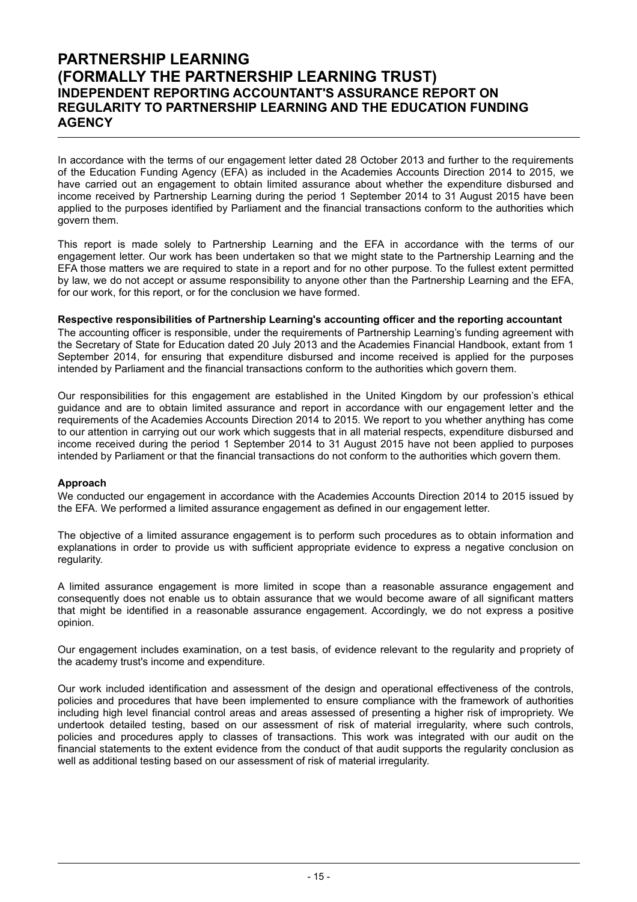# PARTNERSHIP LEARNING
# (FORMALLY THE PARTNERSHIP LEARNING TRUST)
## INDEPENDENT REPORTING ACCOUNTANT'S ASSURANCE REPORT ON REGULARITY TO PARTNERSHIP LEARNING AND THE EDUCATION FUNDING AGENCY

In accordance with the terms of our engagement letter dated 28 October 2013 and further to the requirements of the Education Funding Agency (EFA) as included in the Academies Accounts Direction 2014 to 2015, we have carried out an engagement to obtain limited assurance about whether the expenditure disbursed and income received by Partnership Learning during the period 1 September 2014 to 31 August 2015 have been applied to the purposes identified by Parliament and the financial transactions conform to the authorities which govern them.

This report is made solely to Partnership Learning and the EFA in accordance with the terms of our engagement letter. Our work has been undertaken so that we might state to the Partnership Learning and the EFA those matters we are required to state in a report and for no other purpose. To the fullest extent permitted by law, we do not accept or assume responsibility to anyone other than the Partnership Learning and the EFA, for our work, for this report, or for the conclusion we have formed.

**Respective responsibilities of Partnership Learning's accounting officer and the reporting accountant**

The accounting officer is responsible, under the requirements of Partnership Learning's funding agreement with the Secretary of State for Education dated 20 July 2013 and the Academies Financial Handbook, extant from 1 September 2014, for ensuring that expenditure disbursed and income received is applied for the purposes intended by Parliament and the financial transactions conform to the authorities which govern them.

Our responsibilities for this engagement are established in the United Kingdom by our profession's ethical guidance and are to obtain limited assurance and report in accordance with our engagement letter and the requirements of the Academies Accounts Direction 2014 to 2015. We report to you whether anything has come to our attention in carrying out our work which suggests that in all material respects, expenditure disbursed and income received during the period 1 September 2014 to 31 August 2015 have not been applied to purposes intended by Parliament or that the financial transactions do not conform to the authorities which govern them.

**Approach**

We conducted our engagement in accordance with the Academies Accounts Direction 2014 to 2015 issued by the EFA. We performed a limited assurance engagement as defined in our engagement letter.

The objective of a limited assurance engagement is to perform such procedures as to obtain information and explanations in order to provide us with sufficient appropriate evidence to express a negative conclusion on regularity.

A limited assurance engagement is more limited in scope than a reasonable assurance engagement and consequently does not enable us to obtain assurance that we would become aware of all significant matters that might be identified in a reasonable assurance engagement. Accordingly, we do not express a positive opinion.

Our engagement includes examination, on a test basis, of evidence relevant to the regularity and propriety of the academy trust's income and expenditure.

Our work included identification and assessment of the design and operational effectiveness of the controls, policies and procedures that have been implemented to ensure compliance with the framework of authorities including high level financial control areas and areas assessed of presenting a higher risk of impropriety. We undertook detailed testing, based on our assessment of risk of material irregularity, where such controls, policies and procedures apply to classes of transactions. This work was integrated with our audit on the financial statements to the extent evidence from the conduct of that audit supports the regularity conclusion as well as additional testing based on our assessment of risk of material irregularity.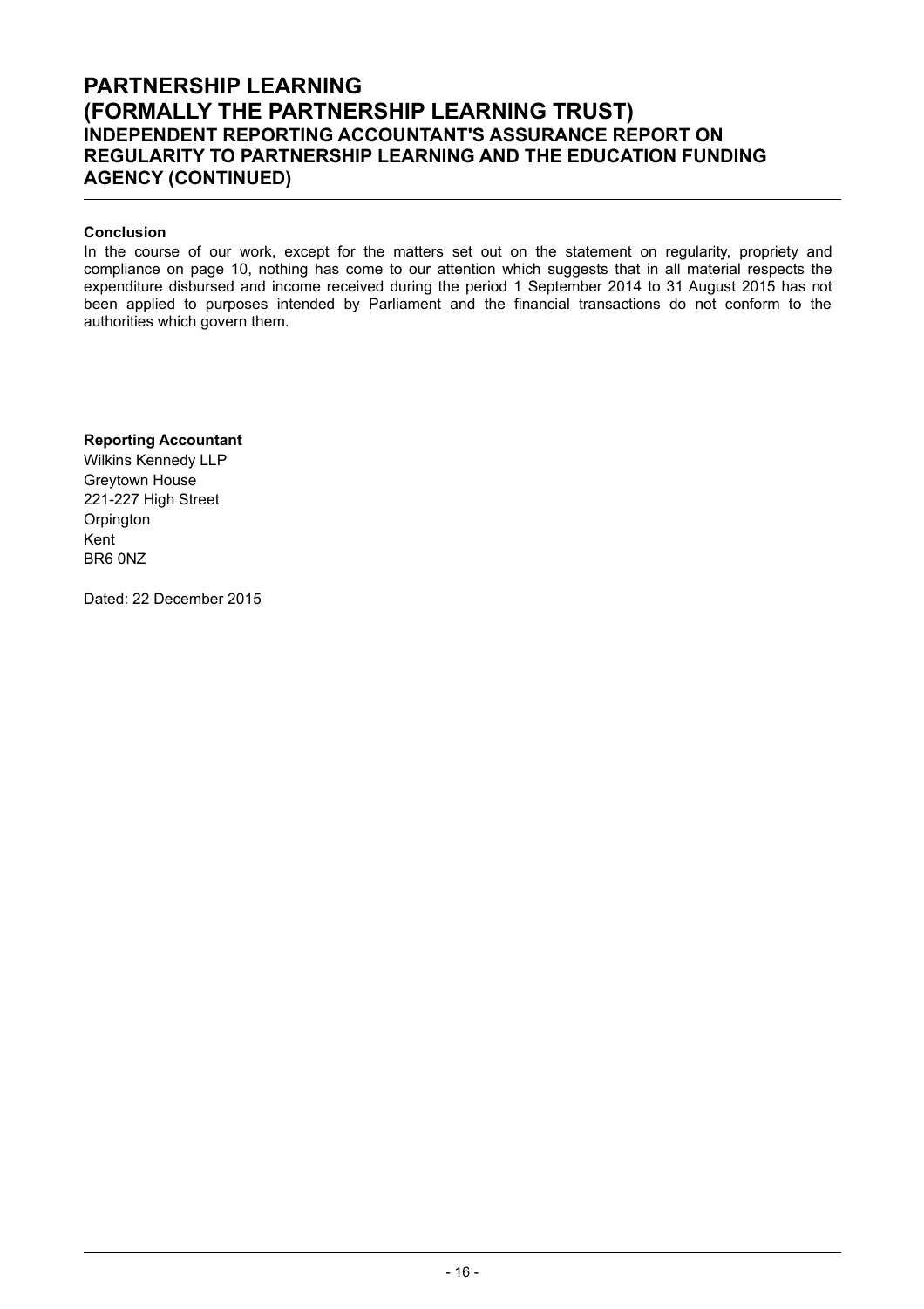# PARTNERSHIP LEARNING
# (FORMALLY THE PARTNERSHIP LEARNING TRUST)
## INDEPENDENT REPORTING ACCOUNTANT'S ASSURANCE REPORT ON REGULARITY TO PARTNERSHIP LEARNING AND THE EDUCATION FUNDING AGENCY (CONTINUED)

**Conclusion**

In the course of our work, except for the matters set out on the statement on regularity, propriety and compliance on page 10, nothing has come to our attention which suggests that in all material respects the expenditure disbursed and income received during the period 1 September 2014 to 31 August 2015 has not been applied to purposes intended by Parliament and the financial transactions do not conform to the authorities which govern them.

**Reporting Accountant**
Wilkins Kennedy LLP
Greytown House
221-227 High Street
Orpington
Kent
BR6 0NZ

Dated: 22 December 2015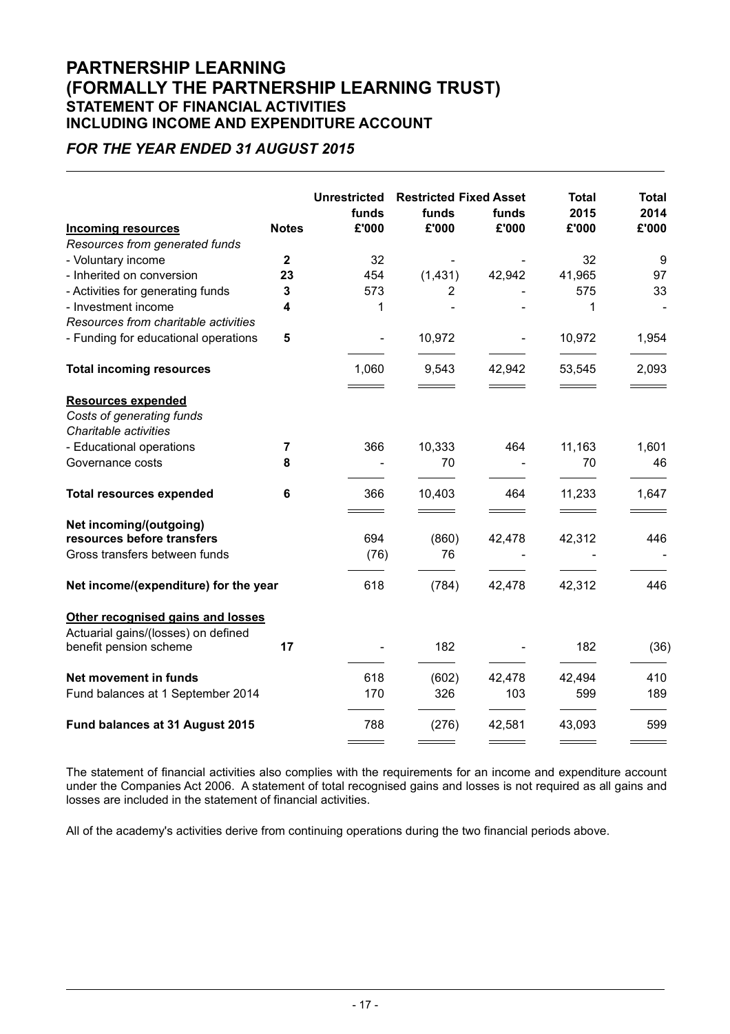# PARTNERSHIP LEARNING
# (FORMALLY THE PARTNERSHIP LEARNING TRUST)
## STATEMENT OF FINANCIAL ACTIVITIES
## INCLUDING INCOME AND EXPENDITURE ACCOUNT

### *FOR THE YEAR ENDED 31 AUGUST 2015*

| | Notes | Unrestricted funds £'000 | Restricted funds £'000 | Fixed Asset funds £'000 | Total 2015 £'000 | Total 2014 £'000 |
|---|---|---|---|---|---|---|
| **Incoming resources** | | | | | | |
| *Resources from generated funds* | | | | | | |
| - Voluntary income | 2 | 32 | - | - | 32 | 9 |
| - Inherited on conversion | 23 | 454 | (1,431) | 42,942 | 41,965 | 97 |
| - Activities for generating funds | 3 | 573 | 2 | - | 575 | 33 |
| - Investment income | 4 | 1 | - | - | 1 | - |
| *Resources from charitable activities* | | | | | | |
| - Funding for educational operations | 5 | - | 10,972 | - | 10,972 | 1,954 |
| **Total incoming resources** | | 1,060 | 9,543 | 42,942 | 53,545 | 2,093 |
| **Resources expended** | | | | | | |
| *Costs of generating funds* | | | | | | |
| *Charitable activities* | | | | | | |
| - Educational operations | 7 | 366 | 10,333 | 464 | 11,163 | 1,601 |
| Governance costs | 8 | - | 70 | - | 70 | 46 |
| **Total resources expended** | 6 | 366 | 10,403 | 464 | 11,233 | 1,647 |
| **Net incoming/(outgoing) resources before transfers** | | 694 | (860) | 42,478 | 42,312 | 446 |
| Gross transfers between funds | | (76) | 76 | - | - | - |
| **Net income/(expenditure) for the year** | | 618 | (784) | 42,478 | 42,312 | 446 |
| **Other recognised gains and losses** | | | | | | |
| Actuarial gains/(losses) on defined benefit pension scheme | 17 | - | 182 | - | 182 | (36) |
| **Net movement in funds** | | 618 | (602) | 42,478 | 42,494 | 410 |
| Fund balances at 1 September 2014 | | 170 | 326 | 103 | 599 | 189 |
| **Fund balances at 31 August 2015** | | 788 | (276) | 42,581 | 43,093 | 599 |

The statement of financial activities also complies with the requirements for an income and expenditure account under the Companies Act 2006. A statement of total recognised gains and losses is not required as all gains and losses are included in the statement of financial activities.

All of the academy's activities derive from continuing operations during the two financial periods above.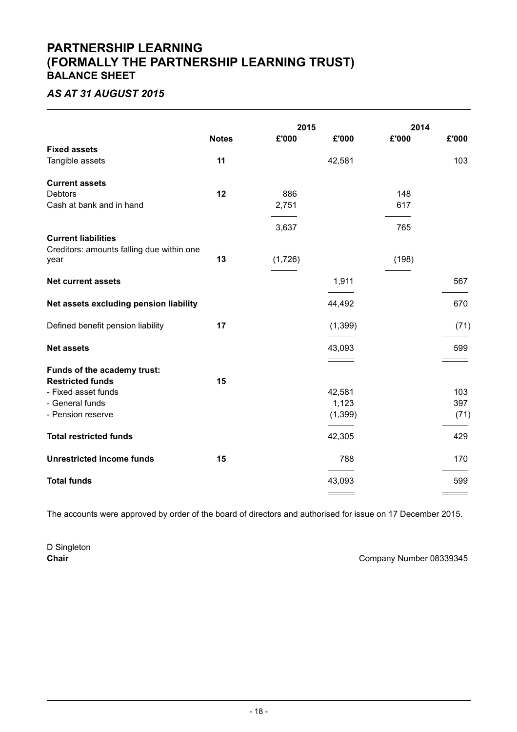# PARTNERSHIP LEARNING
# (FORMALLY THE PARTNERSHIP LEARNING TRUST)
## BALANCE SHEET

### *AS AT 31 AUGUST 2015*

| | Notes | 2015 £'000 | 2015 £'000 | 2014 £'000 | 2014 £'000 |
|---|---|---|---|---|---|
| **Fixed assets** | | | | | |
| Tangible assets | **11** | | 42,581 | | 103 |
| **Current assets** | | | | | |
| Debtors | **12** | 886 | | 148 | |
| Cash at bank and in hand | | 2,751 | | 617 | |
| | | 3,637 | | 765 | |
| **Current liabilities** | | | | | |
| Creditors: amounts falling due within one year | **13** | (1,726) | | (198) | |
| **Net current assets** | | | 1,911 | | 567 |
| **Net assets excluding pension liability** | | | 44,492 | | 670 |
| Defined benefit pension liability | **17** | | (1,399) | | (71) |
| **Net assets** | | | 43,093 | | 599 |
| **Funds of the academy trust:** | | | | | |
| **Restricted funds** | **15** | | | | |
| - Fixed asset funds | | | 42,581 | | 103 |
| - General funds | | | 1,123 | | 397 |
| - Pension reserve | | | (1,399) | | (71) |
| **Total restricted funds** | | | 42,305 | | 429 |
| **Unrestricted income funds** | **15** | | 788 | | 170 |
| **Total funds** | | | 43,093 | | 599 |

The accounts were approved by order of the board of directors and authorised for issue on 17 December 2015.

D Singleton
**Chair**

Company Number 08339345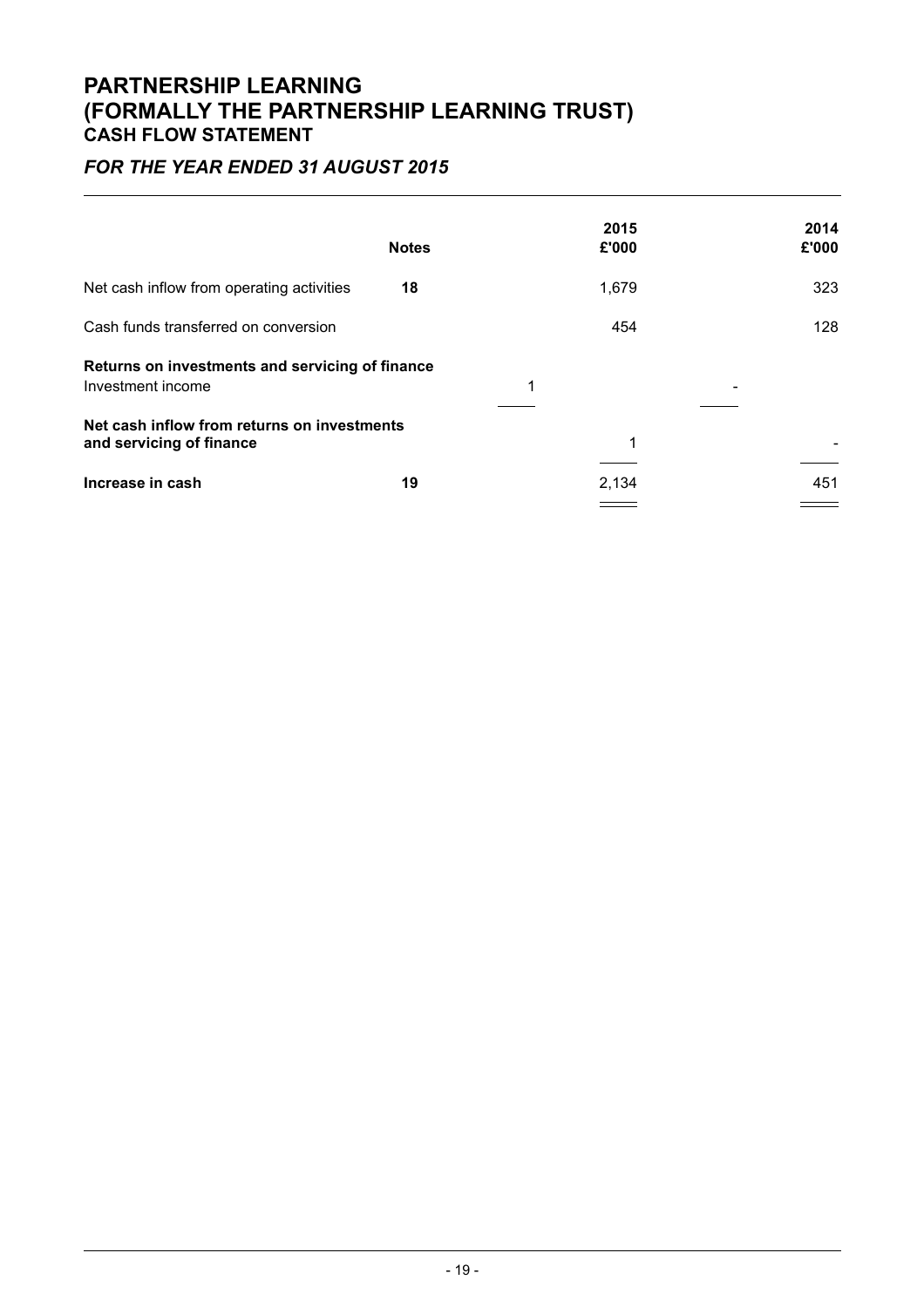# PARTNERSHIP LEARNING
# (FORMALLY THE PARTNERSHIP LEARNING TRUST)
## CASH FLOW STATEMENT

### *FOR THE YEAR ENDED 31 AUGUST 2015*

| | Notes | | 2015 £'000 | | 2014 £'000 |
|---|---|---|---|---|---|
| Net cash inflow from operating activities | 18 | | 1,679 | | 323 |
| Cash funds transferred on conversion | | | 454 | | 128 |
| **Returns on investments and servicing of finance** | | | | | |
| Investment income | | 1 | | - | |
| **Net cash inflow from returns on investments and servicing of finance** | | | 1 | | - |
| **Increase in cash** | 19 | | 2,134 | | 451 |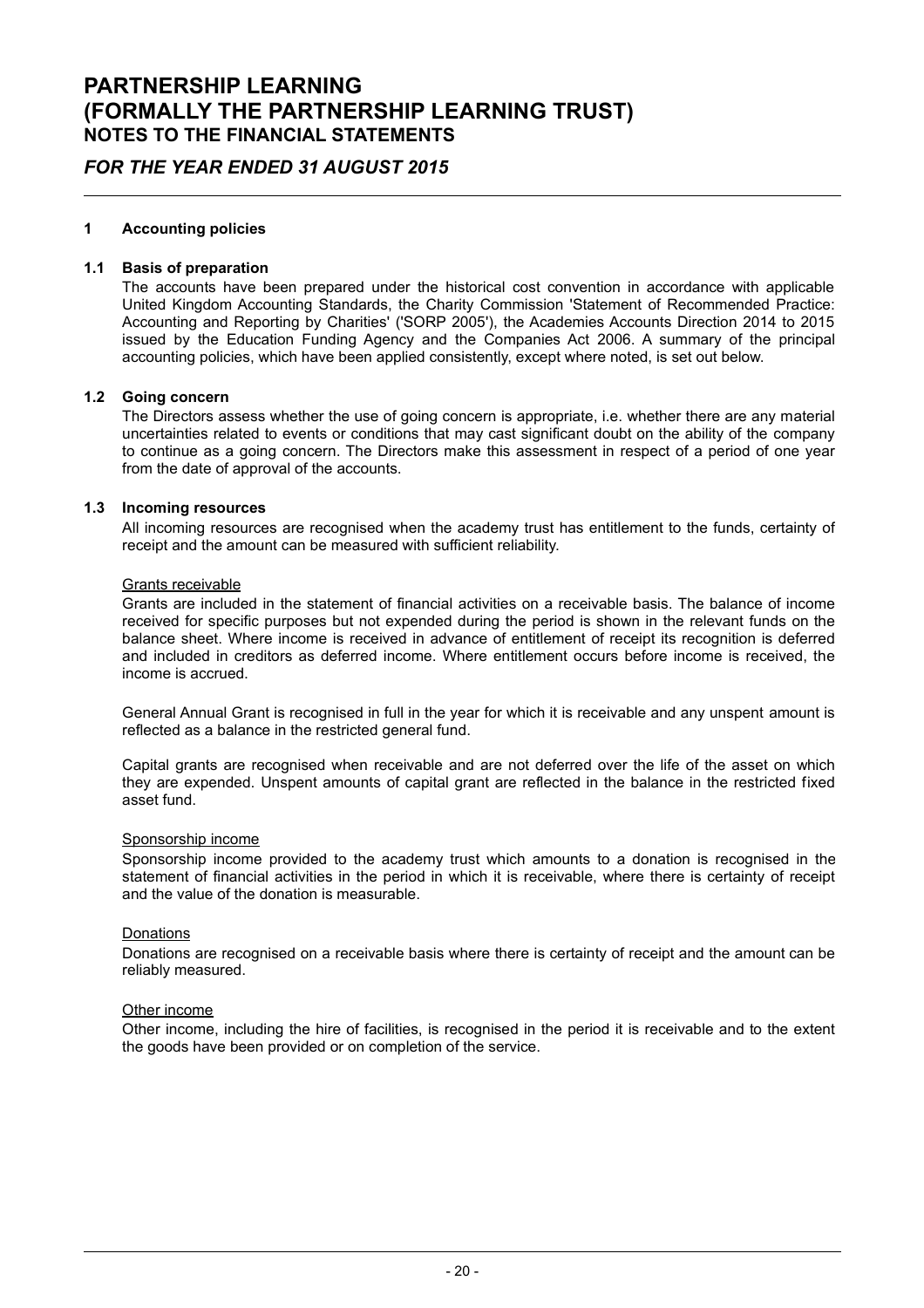# PARTNERSHIP LEARNING (FORMALLY THE PARTNERSHIP LEARNING TRUST)

## NOTES TO THE FINANCIAL STATEMENTS

### *FOR THE YEAR ENDED 31 AUGUST 2015*

**1 Accounting policies**

**1.1 Basis of preparation**

The accounts have been prepared under the historical cost convention in accordance with applicable United Kingdom Accounting Standards, the Charity Commission 'Statement of Recommended Practice: Accounting and Reporting by Charities' ('SORP 2005'), the Academies Accounts Direction 2014 to 2015 issued by the Education Funding Agency and the Companies Act 2006. A summary of the principal accounting policies, which have been applied consistently, except where noted, is set out below.

**1.2 Going concern**

The Directors assess whether the use of going concern is appropriate, i.e. whether there are any material uncertainties related to events or conditions that may cast significant doubt on the ability of the company to continue as a going concern. The Directors make this assessment in respect of a period of one year from the date of approval of the accounts.

**1.3 Incoming resources**

All incoming resources are recognised when the academy trust has entitlement to the funds, certainty of receipt and the amount can be measured with sufficient reliability.

Grants receivable

Grants are included in the statement of financial activities on a receivable basis. The balance of income received for specific purposes but not expended during the period is shown in the relevant funds on the balance sheet. Where income is received in advance of entitlement of receipt its recognition is deferred and included in creditors as deferred income. Where entitlement occurs before income is received, the income is accrued.

General Annual Grant is recognised in full in the year for which it is receivable and any unspent amount is reflected as a balance in the restricted general fund.

Capital grants are recognised when receivable and are not deferred over the life of the asset on which they are expended. Unspent amounts of capital grant are reflected in the balance in the restricted fixed asset fund.

Sponsorship income

Sponsorship income provided to the academy trust which amounts to a donation is recognised in the statement of financial activities in the period in which it is receivable, where there is certainty of receipt and the value of the donation is measurable.

Donations

Donations are recognised on a receivable basis where there is certainty of receipt and the amount can be reliably measured.

Other income

Other income, including the hire of facilities, is recognised in the period it is receivable and to the extent the goods have been provided or on completion of the service.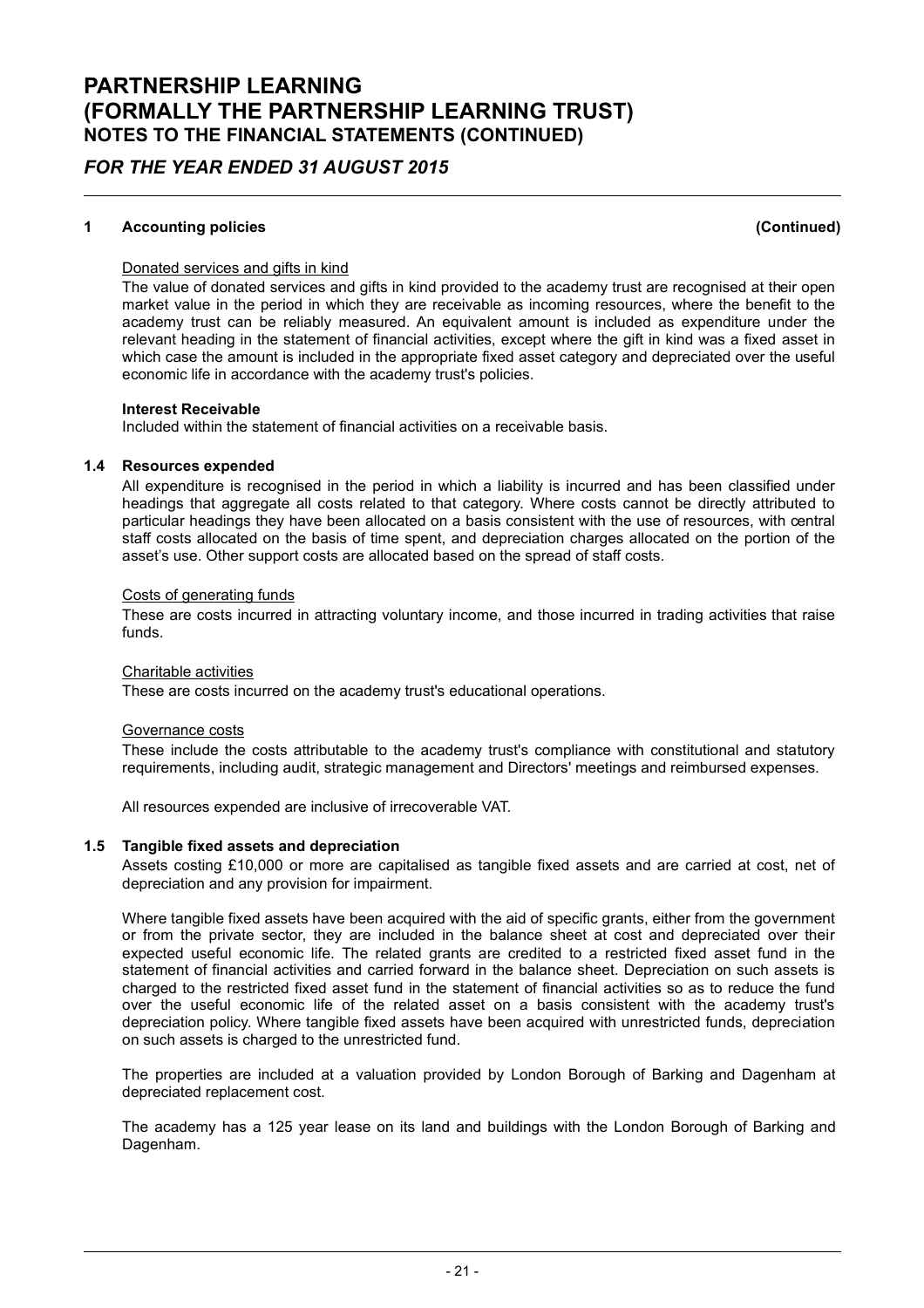## 1 Accounting policies (Continued)

Donated services and gifts in kind

The value of donated services and gifts in kind provided to the academy trust are recognised at their open market value in the period in which they are receivable as incoming resources, where the benefit to the academy trust can be reliably measured. An equivalent amount is included as expenditure under the relevant heading in the statement of financial activities, except where the gift in kind was a fixed asset in which case the amount is included in the appropriate fixed asset category and depreciated over the useful economic life in accordance with the academy trust's policies.

**Interest Receivable**

Included within the statement of financial activities on a receivable basis.

### 1.4 Resources expended

All expenditure is recognised in the period in which a liability is incurred and has been classified under headings that aggregate all costs related to that category. Where costs cannot be directly attributed to particular headings they have been allocated on a basis consistent with the use of resources, with central staff costs allocated on the basis of time spent, and depreciation charges allocated on the portion of the asset's use. Other support costs are allocated based on the spread of staff costs.

Costs of generating funds

These are costs incurred in attracting voluntary income, and those incurred in trading activities that raise funds.

Charitable activities

These are costs incurred on the academy trust's educational operations.

Governance costs

These include the costs attributable to the academy trust's compliance with constitutional and statutory requirements, including audit, strategic management and Directors' meetings and reimbursed expenses.

All resources expended are inclusive of irrecoverable VAT.

### 1.5 Tangible fixed assets and depreciation

Assets costing £10,000 or more are capitalised as tangible fixed assets and are carried at cost, net of depreciation and any provision for impairment.

Where tangible fixed assets have been acquired with the aid of specific grants, either from the government or from the private sector, they are included in the balance sheet at cost and depreciated over their expected useful economic life. The related grants are credited to a restricted fixed asset fund in the statement of financial activities and carried forward in the balance sheet. Depreciation on such assets is charged to the restricted fixed asset fund in the statement of financial activities so as to reduce the fund over the useful economic life of the related asset on a basis consistent with the academy trust's depreciation policy. Where tangible fixed assets have been acquired with unrestricted funds, depreciation on such assets is charged to the unrestricted fund.

The properties are included at a valuation provided by London Borough of Barking and Dagenham at depreciated replacement cost.

The academy has a 125 year lease on its land and buildings with the London Borough of Barking and Dagenham.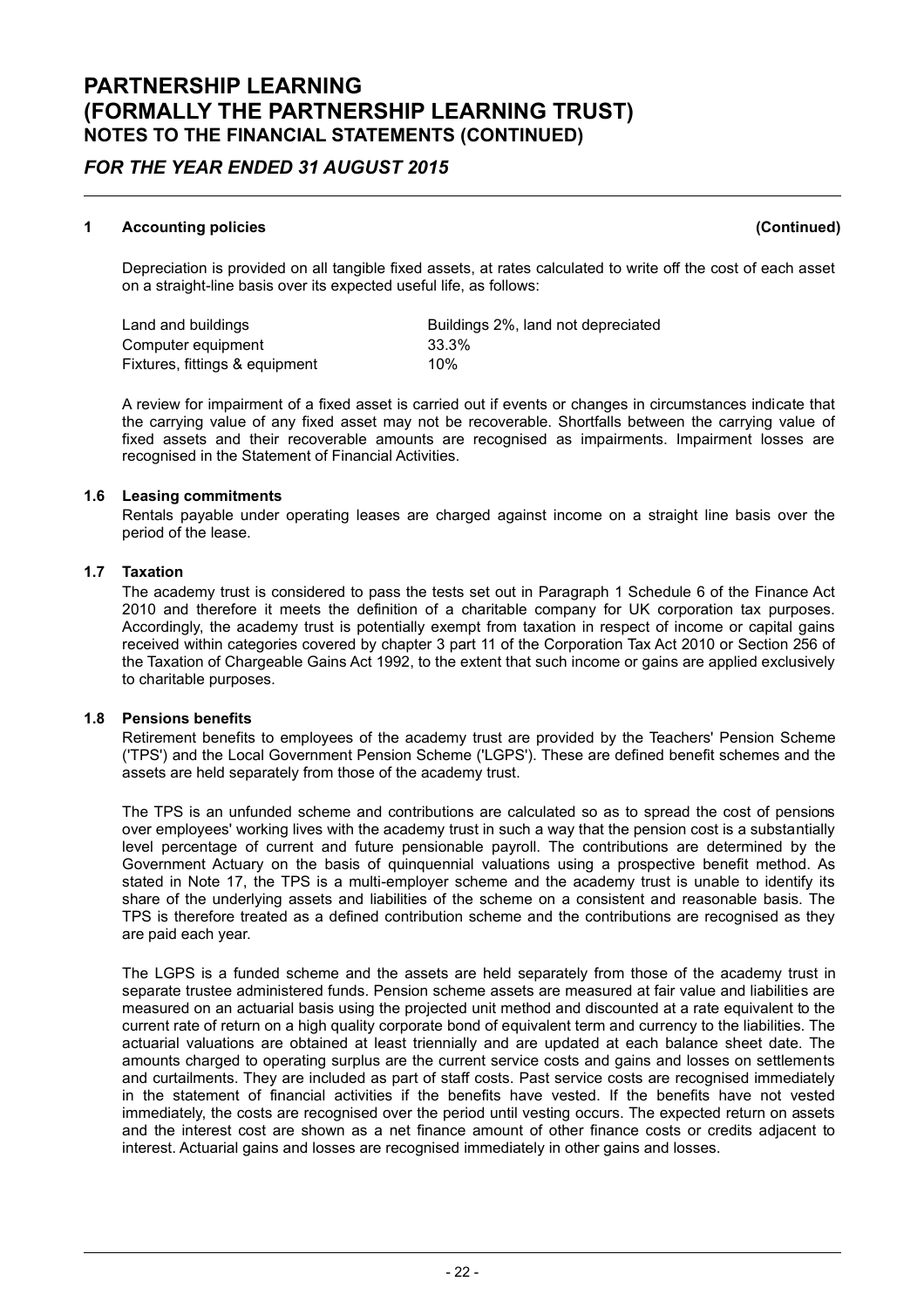# PARTNERSHIP LEARNING
# (FORMALLY THE PARTNERSHIP LEARNING TRUST)
## NOTES TO THE FINANCIAL STATEMENTS (CONTINUED)

*FOR THE YEAR ENDED 31 AUGUST 2015*

### 1 Accounting policies (Continued)

Depreciation is provided on all tangible fixed assets, at rates calculated to write off the cost of each asset on a straight-line basis over its expected useful life, as follows:

| | |
|---|---|
| Land and buildings | Buildings 2%, land not depreciated |
| Computer equipment | 33.3% |
| Fixtures, fittings & equipment | 10% |

A review for impairment of a fixed asset is carried out if events or changes in circumstances indicate that the carrying value of any fixed asset may not be recoverable. Shortfalls between the carrying value of fixed assets and their recoverable amounts are recognised as impairments. Impairment losses are recognised in the Statement of Financial Activities.

#### 1.6 Leasing commitments

Rentals payable under operating leases are charged against income on a straight line basis over the period of the lease.

#### 1.7 Taxation

The academy trust is considered to pass the tests set out in Paragraph 1 Schedule 6 of the Finance Act 2010 and therefore it meets the definition of a charitable company for UK corporation tax purposes. Accordingly, the academy trust is potentially exempt from taxation in respect of income or capital gains received within categories covered by chapter 3 part 11 of the Corporation Tax Act 2010 or Section 256 of the Taxation of Chargeable Gains Act 1992, to the extent that such income or gains are applied exclusively to charitable purposes.

#### 1.8 Pensions benefits

Retirement benefits to employees of the academy trust are provided by the Teachers' Pension Scheme ('TPS') and the Local Government Pension Scheme ('LGPS'). These are defined benefit schemes and the assets are held separately from those of the academy trust.

The TPS is an unfunded scheme and contributions are calculated so as to spread the cost of pensions over employees' working lives with the academy trust in such a way that the pension cost is a substantially level percentage of current and future pensionable payroll. The contributions are determined by the Government Actuary on the basis of quinquennial valuations using a prospective benefit method. As stated in Note 17, the TPS is a multi-employer scheme and the academy trust is unable to identify its share of the underlying assets and liabilities of the scheme on a consistent and reasonable basis. The TPS is therefore treated as a defined contribution scheme and the contributions are recognised as they are paid each year.

The LGPS is a funded scheme and the assets are held separately from those of the academy trust in separate trustee administered funds. Pension scheme assets are measured at fair value and liabilities are measured on an actuarial basis using the projected unit method and discounted at a rate equivalent to the current rate of return on a high quality corporate bond of equivalent term and currency to the liabilities. The actuarial valuations are obtained at least triennially and are updated at each balance sheet date. The amounts charged to operating surplus are the current service costs and gains and losses on settlements and curtailments. They are included as part of staff costs. Past service costs are recognised immediately in the statement of financial activities if the benefits have vested. If the benefits have not vested immediately, the costs are recognised over the period until vesting occurs. The expected return on assets and the interest cost are shown as a net finance amount of other finance costs or credits adjacent to interest. Actuarial gains and losses are recognised immediately in other gains and losses.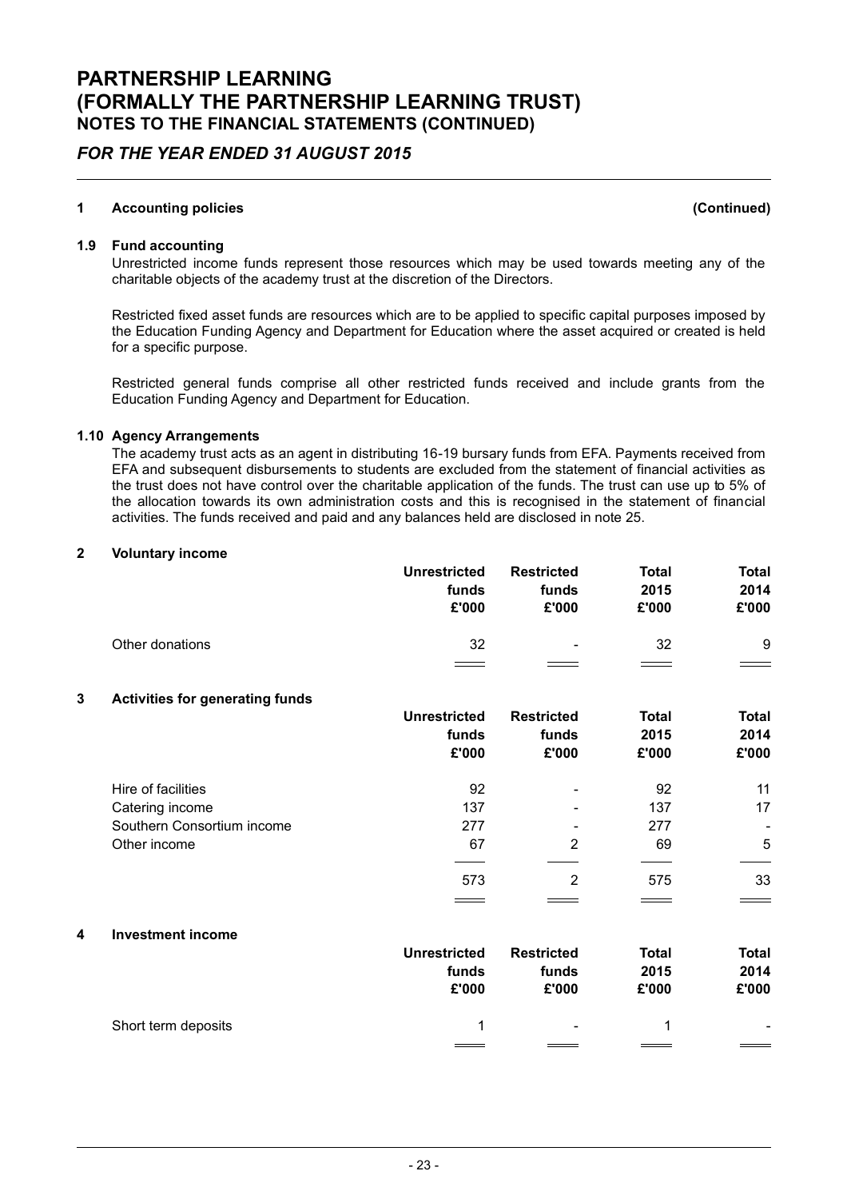# PARTNERSHIP LEARNING
# (FORMALLY THE PARTNERSHIP LEARNING TRUST)
## NOTES TO THE FINANCIAL STATEMENTS (CONTINUED)

## *FOR THE YEAR ENDED 31 AUGUST 2015*

### 1 Accounting policies (Continued)

#### 1.9 Fund accounting

Unrestricted income funds represent those resources which may be used towards meeting any of the charitable objects of the academy trust at the discretion of the Directors.

Restricted fixed asset funds are resources which are to be applied to specific capital purposes imposed by the Education Funding Agency and Department for Education where the asset acquired or created is held for a specific purpose.

Restricted general funds comprise all other restricted funds received and include grants from the Education Funding Agency and Department for Education.

#### 1.10 Agency Arrangements

The academy trust acts as an agent in distributing 16-19 bursary funds from EFA. Payments received from EFA and subsequent disbursements to students are excluded from the statement of financial activities as the trust does not have control over the charitable application of the funds. The trust can use up to 5% of the allocation towards its own administration costs and this is recognised in the statement of financial activities. The funds received and paid and any balances held are disclosed in note 25.

### 2 Voluntary income

| | Unrestricted funds £'000 | Restricted funds £'000 | Total 2015 £'000 | Total 2014 £'000 |
|---|---|---|---|---|
| Other donations | 32 | - | 32 | 9 |

### 3 Activities for generating funds

| | Unrestricted funds £'000 | Restricted funds £'000 | Total 2015 £'000 | Total 2014 £'000 |
|---|---|---|---|---|
| Hire of facilities | 92 | - | 92 | 11 |
| Catering income | 137 | - | 137 | 17 |
| Southern Consortium income | 277 | - | 277 | - |
| Other income | 67 | 2 | 69 | 5 |
| | 573 | 2 | 575 | 33 |

### 4 Investment income

| | Unrestricted funds £'000 | Restricted funds £'000 | Total 2015 £'000 | Total 2014 £'000 |
|---|---|---|---|---|
| Short term deposits | 1 | - | 1 | - |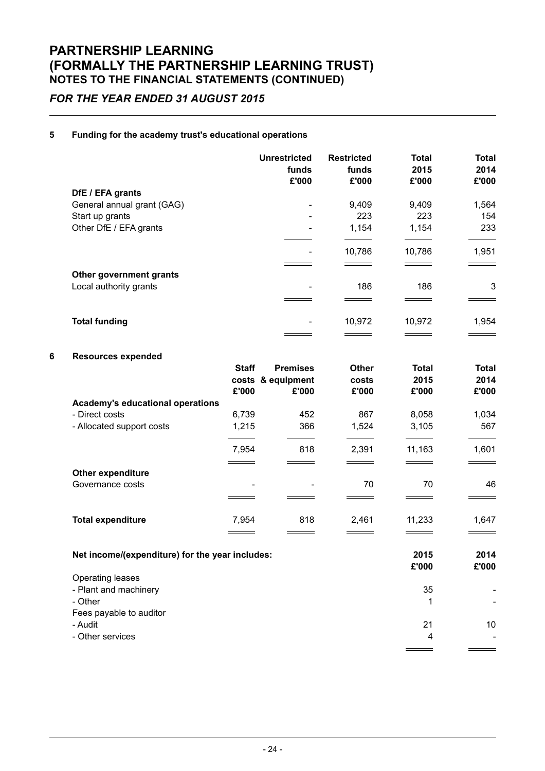# PARTNERSHIP LEARNING
# (FORMALLY THE PARTNERSHIP LEARNING TRUST)
## NOTES TO THE FINANCIAL STATEMENTS (CONTINUED)

## *FOR THE YEAR ENDED 31 AUGUST 2015*

### 5 Funding for the academy trust's educational operations

| | Unrestricted funds £'000 | Restricted funds £'000 | Total 2015 £'000 | Total 2014 £'000 |
|---|---|---|---|---|
| **DfE / EFA grants** | | | | |
| General annual grant (GAG) | - | 9,409 | 9,409 | 1,564 |
| Start up grants | - | 223 | 223 | 154 |
| Other DfE / EFA grants | - | 1,154 | 1,154 | 233 |
| | - | 10,786 | 10,786 | 1,951 |
| **Other government grants** | | | | |
| Local authority grants | - | 186 | 186 | 3 |
| **Total funding** | - | 10,972 | 10,972 | 1,954 |

### 6 Resources expended

| | Staff costs £'000 | Premises & equipment £'000 | Other costs £'000 | Total 2015 £'000 | Total 2014 £'000 |
|---|---|---|---|---|---|
| **Academy's educational operations** | | | | | |
| - Direct costs | 6,739 | 452 | 867 | 8,058 | 1,034 |
| - Allocated support costs | 1,215 | 366 | 1,524 | 3,105 | 567 |
| | 7,954 | 818 | 2,391 | 11,163 | 1,601 |
| **Other expenditure** | | | | | |
| Governance costs | - | - | 70 | 70 | 46 |
| **Total expenditure** | 7,954 | 818 | 2,461 | 11,233 | 1,647 |

| **Net income/(expenditure) for the year includes:** | 2015 £'000 | 2014 £'000 |
|---|---|---|
| Operating leases | | |
| - Plant and machinery | 35 | - |
| - Other | 1 | - |
| Fees payable to auditor | | |
| - Audit | 21 | 10 |
| - Other services | 4 | - |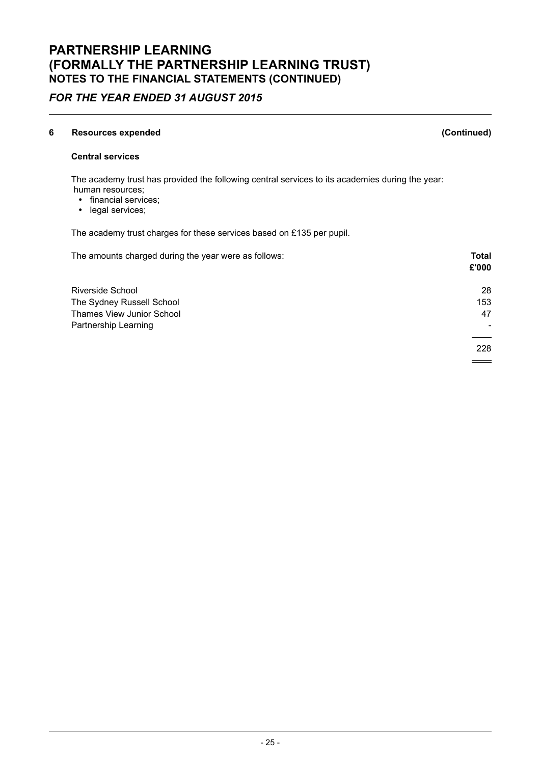## 6 Resources expended (Continued)

### Central services

The academy trust has provided the following central services to its academies during the year:
human resources;

- financial services;
- legal services;

The academy trust charges for these services based on £135 per pupil.

| The amounts charged during the year were as follows: | Total £'000 |
|---|---|
| Riverside School | 28 |
| The Sydney Russell School | 153 |
| Thames View Junior School | 47 |
| Partnership Learning | - |
| | 228 |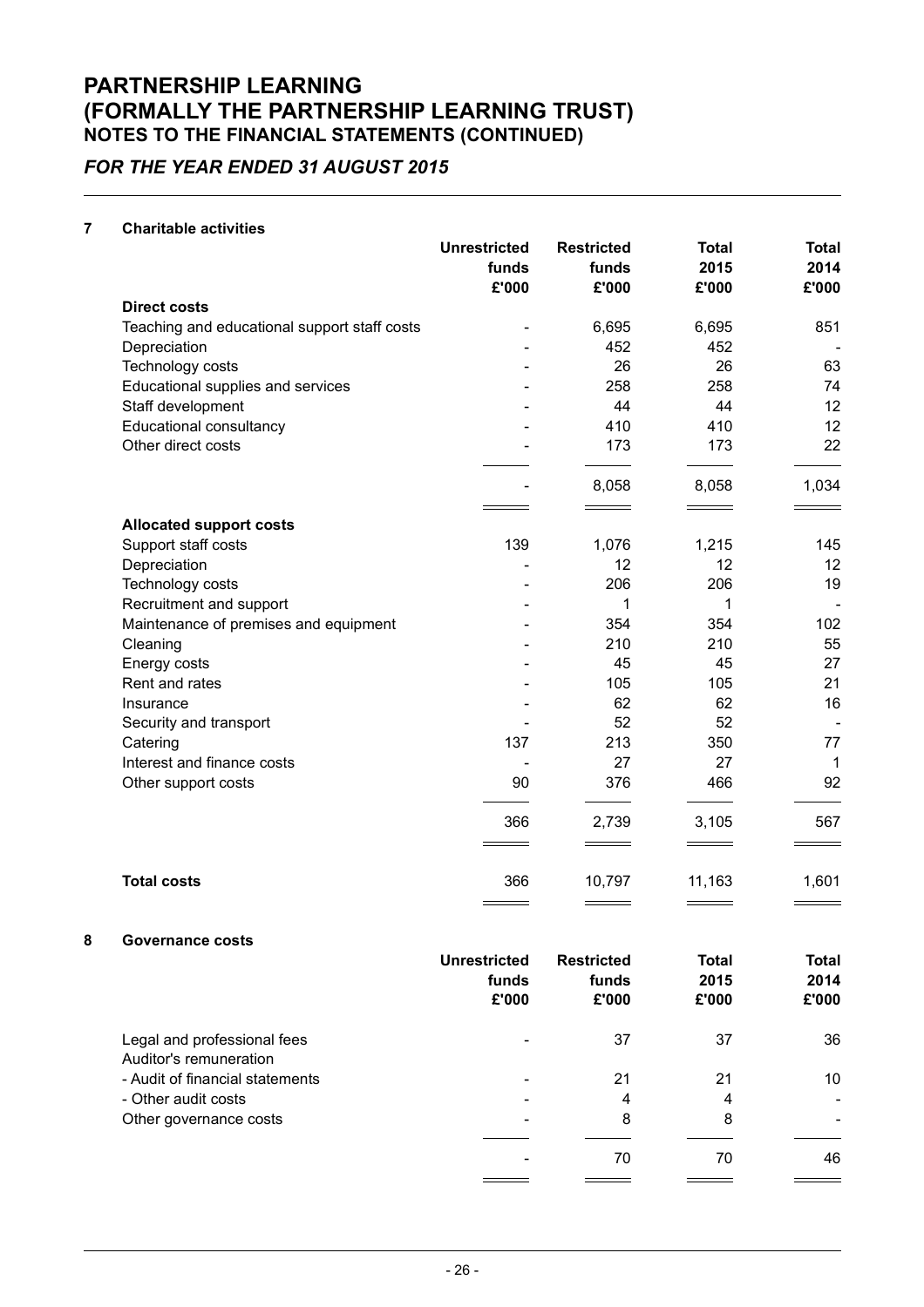# PARTNERSHIP LEARNING
# (FORMALLY THE PARTNERSHIP LEARNING TRUST)
## NOTES TO THE FINANCIAL STATEMENTS (CONTINUED)

### *FOR THE YEAR ENDED 31 AUGUST 2015*

**7 Charitable activities**

| | Unrestricted funds £'000 | Restricted funds £'000 | Total 2015 £'000 | Total 2014 £'000 |
|---|---|---|---|---|
| **Direct costs** | | | | |
| Teaching and educational support staff costs | - | 6,695 | 6,695 | 851 |
| Depreciation | - | 452 | 452 | - |
| Technology costs | - | 26 | 26 | 63 |
| Educational supplies and services | - | 258 | 258 | 74 |
| Staff development | - | 44 | 44 | 12 |
| Educational consultancy | - | 410 | 410 | 12 |
| Other direct costs | - | 173 | 173 | 22 |
| | - | 8,058 | 8,058 | 1,034 |
| **Allocated support costs** | | | | |
| Support staff costs | 139 | 1,076 | 1,215 | 145 |
| Depreciation | - | 12 | 12 | 12 |
| Technology costs | - | 206 | 206 | 19 |
| Recruitment and support | - | 1 | 1 | - |
| Maintenance of premises and equipment | - | 354 | 354 | 102 |
| Cleaning | - | 210 | 210 | 55 |
| Energy costs | - | 45 | 45 | 27 |
| Rent and rates | - | 105 | 105 | 21 |
| Insurance | - | 62 | 62 | 16 |
| Security and transport | - | 52 | 52 | - |
| Catering | 137 | 213 | 350 | 77 |
| Interest and finance costs | - | 27 | 27 | 1 |
| Other support costs | 90 | 376 | 466 | 92 |
| | 366 | 2,739 | 3,105 | 567 |
| **Total costs** | 366 | 10,797 | 11,163 | 1,601 |

**8 Governance costs**

| | Unrestricted funds £'000 | Restricted funds £'000 | Total 2015 £'000 | Total 2014 £'000 |
|---|---|---|---|---|
| Legal and professional fees | - | 37 | 37 | 36 |
| Auditor's remuneration | | | | |
| - Audit of financial statements | - | 21 | 21 | 10 |
| - Other audit costs | - | 4 | 4 | - |
| Other governance costs | - | 8 | 8 | - |
| | - | 70 | 70 | 46 |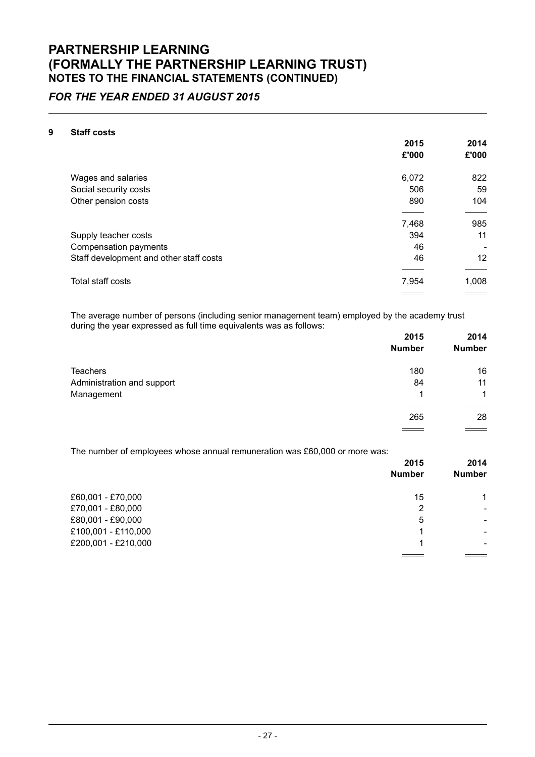# PARTNERSHIP LEARNING
# (FORMALLY THE PARTNERSHIP LEARNING TRUST)
## NOTES TO THE FINANCIAL STATEMENTS (CONTINUED)

### *FOR THE YEAR ENDED 31 AUGUST 2015*

**9 Staff costs**

| | 2015 | 2014 |
|---|---|---|
| | £'000 | £'000 |
| Wages and salaries | 6,072 | 822 |
| Social security costs | 506 | 59 |
| Other pension costs | 890 | 104 |
| | 7,468 | 985 |
| Supply teacher costs | 394 | 11 |
| Compensation payments | 46 | - |
| Staff development and other staff costs | 46 | 12 |
| Total staff costs | 7,954 | 1,008 |

The average number of persons (including senior management team) employed by the academy trust during the year expressed as full time equivalents was as follows:

| | 2015 | 2014 |
|---|---|---|
| | Number | Number |
| Teachers | 180 | 16 |
| Administration and support | 84 | 11 |
| Management | 1 | 1 |
| | 265 | 28 |

The number of employees whose annual remuneration was £60,000 or more was:

| | 2015 | 2014 |
|---|---|---|
| | Number | Number |
| £60,001 - £70,000 | 15 | 1 |
| £70,001 - £80,000 | 2 | - |
| £80,001 - £90,000 | 5 | - |
| £100,001 - £110,000 | 1 | - |
| £200,001 - £210,000 | 1 | - |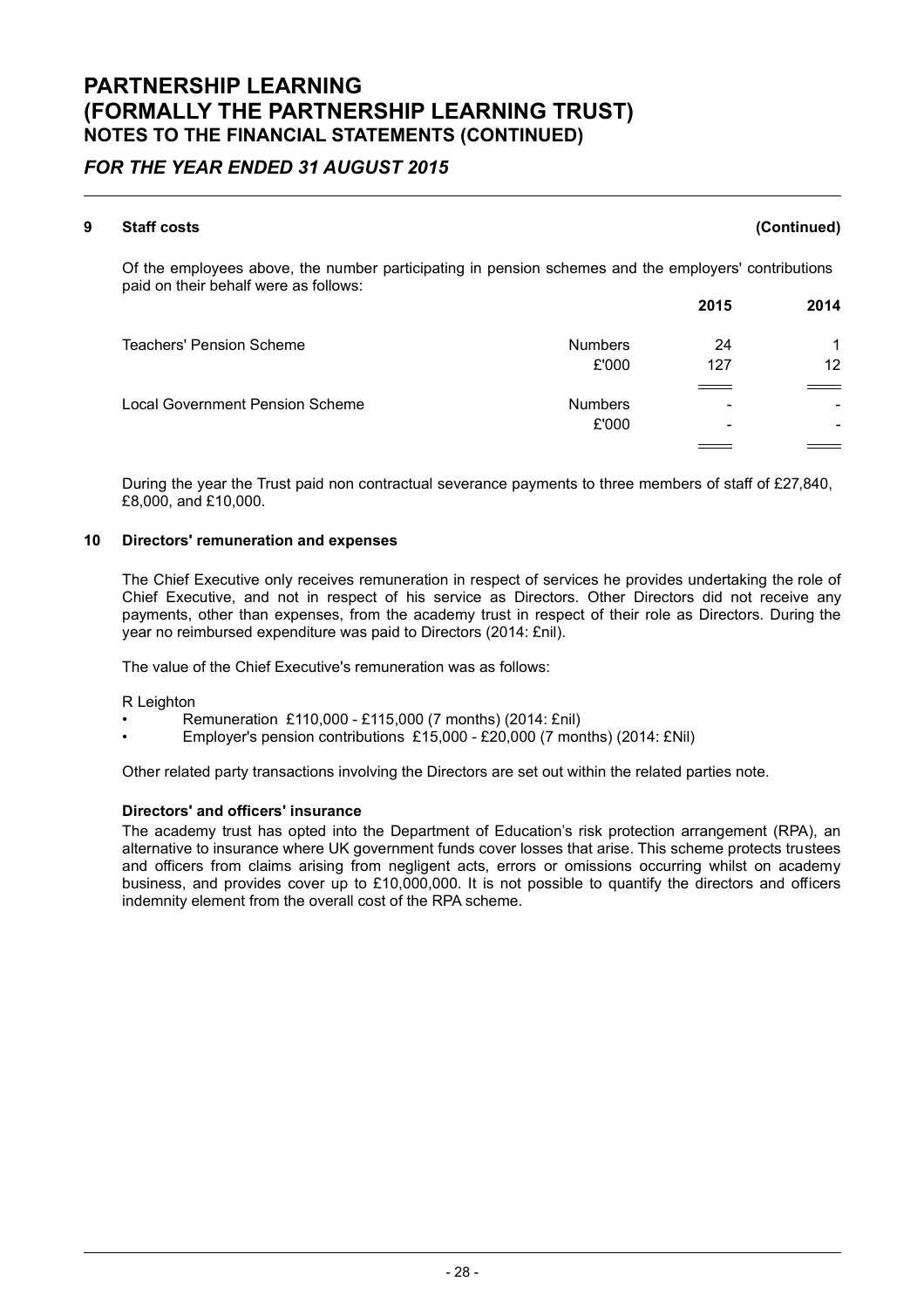## 9 Staff costs (Continued)

Of the employees above, the number participating in pension schemes and the employers' contributions paid on their behalf were as follows:

| | | 2015 | 2014 |
|---|---|---|---|
| Teachers' Pension Scheme | Numbers | 24 | 1 |
| | £'000 | 127 | 12 |
| Local Government Pension Scheme | Numbers | - | - |
| | £'000 | - | - |

During the year the Trust paid non contractual severance payments to three members of staff of £27,840, £8,000, and £10,000.

## 10 Directors' remuneration and expenses

The Chief Executive only receives remuneration in respect of services he provides undertaking the role of Chief Executive, and not in respect of his service as Directors. Other Directors did not receive any payments, other than expenses, from the academy trust in respect of their role as Directors. During the year no reimbursed expenditure was paid to Directors (2014: £nil).

The value of the Chief Executive's remuneration was as follows:

R Leighton

- Remuneration £110,000 - £115,000 (7 months) (2014: £nil)
- Employer's pension contributions £15,000 - £20,000 (7 months) (2014: £Nil)

Other related party transactions involving the Directors are set out within the related parties note.

### Directors' and officers' insurance

The academy trust has opted into the Department of Education's risk protection arrangement (RPA), an alternative to insurance where UK government funds cover losses that arise. This scheme protects trustees and officers from claims arising from negligent acts, errors or omissions occurring whilst on academy business, and provides cover up to £10,000,000. It is not possible to quantify the directors and officers indemnity element from the overall cost of the RPA scheme.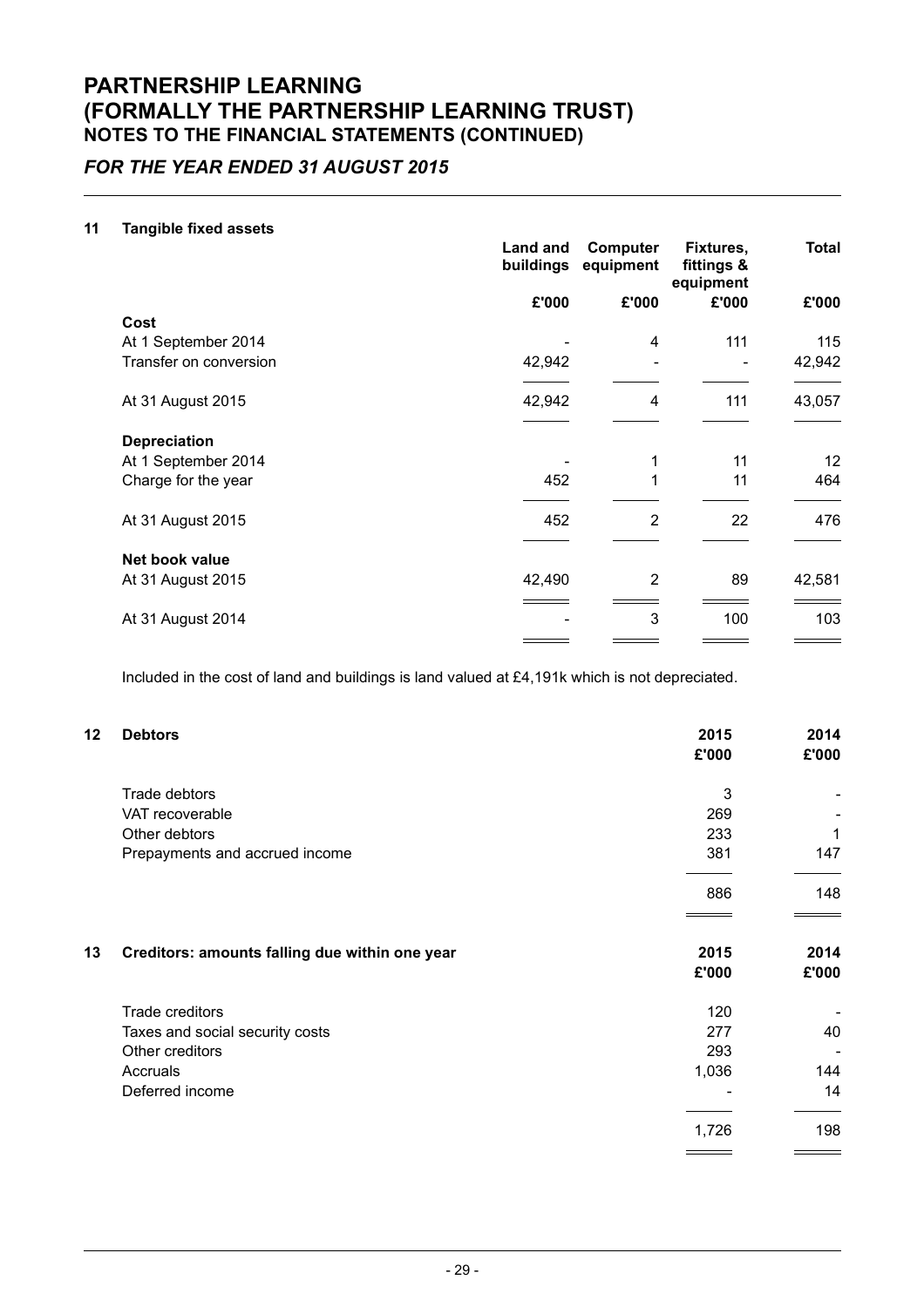# PARTNERSHIP LEARNING
# (FORMALLY THE PARTNERSHIP LEARNING TRUST)
## NOTES TO THE FINANCIAL STATEMENTS (CONTINUED)

### *FOR THE YEAR ENDED 31 AUGUST 2015*

### 11 Tangible fixed assets

| | Land and buildings | Computer equipment | Fixtures, fittings & equipment | Total |
|---|---|---|---|---|
| | £'000 | £'000 | £'000 | £'000 |
| **Cost** | | | | |
| At 1 September 2014 | - | 4 | 111 | 115 |
| Transfer on conversion | 42,942 | - | - | 42,942 |
| At 31 August 2015 | 42,942 | 4 | 111 | 43,057 |
| **Depreciation** | | | | |
| At 1 September 2014 | - | 1 | 11 | 12 |
| Charge for the year | 452 | 1 | 11 | 464 |
| At 31 August 2015 | 452 | 2 | 22 | 476 |
| **Net book value** | | | | |
| At 31 August 2015 | 42,490 | 2 | 89 | 42,581 |
| At 31 August 2014 | - | 3 | 100 | 103 |

Included in the cost of land and buildings is land valued at £4,191k which is not depreciated.

### 12 Debtors

| | 2015 £'000 | 2014 £'000 |
|---|---|---|
| Trade debtors | 3 | - |
| VAT recoverable | 269 | - |
| Other debtors | 233 | 1 |
| Prepayments and accrued income | 381 | 147 |
| | 886 | 148 |

### 13 Creditors: amounts falling due within one year

| | 2015 £'000 | 2014 £'000 |
|---|---|---|
| Trade creditors | 120 | - |
| Taxes and social security costs | 277 | 40 |
| Other creditors | 293 | - |
| Accruals | 1,036 | 144 |
| Deferred income | - | 14 |
| | 1,726 | 198 |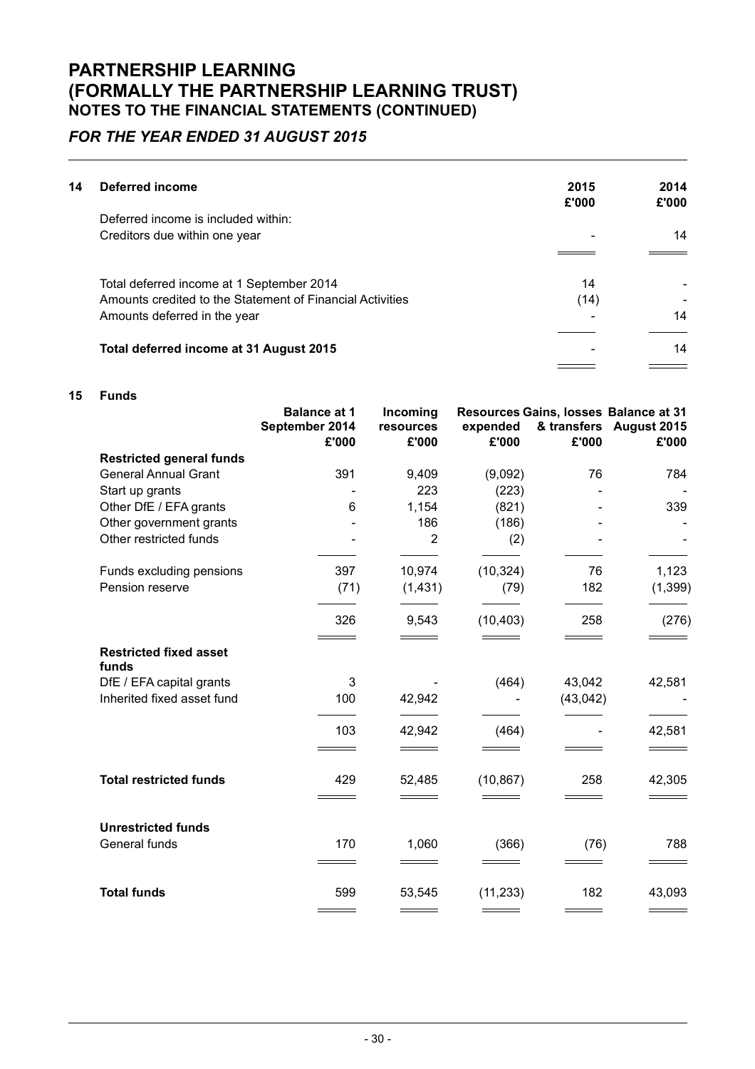# PARTNERSHIP LEARNING
# (FORMALLY THE PARTNERSHIP LEARNING TRUST)
## NOTES TO THE FINANCIAL STATEMENTS (CONTINUED)

## *FOR THE YEAR ENDED 31 AUGUST 2015*

**14 Deferred income**

| | 2015 £'000 | 2014 £'000 |
|---|---|---|
| Deferred income is included within: | | |
| Creditors due within one year | - | 14 |
| Total deferred income at 1 September 2014 | 14 | - |
| Amounts credited to the Statement of Financial Activities | (14) | - |
| Amounts deferred in the year | - | 14 |
| **Total deferred income at 31 August 2015** | - | 14 |

**15 Funds**

| | Balance at 1 September 2014 £'000 | Incoming resources £'000 | Resources expended £'000 | Gains, losses & transfers £'000 | Balance at 31 August 2015 £'000 |
|---|---|---|---|---|---|
| **Restricted general funds** | | | | | |
| General Annual Grant | 391 | 9,409 | (9,092) | 76 | 784 |
| Start up grants | - | 223 | (223) | - | - |
| Other DfE / EFA grants | 6 | 1,154 | (821) | - | 339 |
| Other government grants | - | 186 | (186) | - | - |
| Other restricted funds | - | 2 | (2) | - | - |
| Funds excluding pensions | 397 | 10,974 | (10,324) | 76 | 1,123 |
| Pension reserve | (71) | (1,431) | (79) | 182 | (1,399) |
| | 326 | 9,543 | (10,403) | 258 | (276) |
| **Restricted fixed asset funds** | | | | | |
| DfE / EFA capital grants | 3 | - | (464) | 43,042 | 42,581 |
| Inherited fixed asset fund | 100 | 42,942 | - | (43,042) | - |
| | 103 | 42,942 | (464) | - | 42,581 |
| **Total restricted funds** | 429 | 52,485 | (10,867) | 258 | 42,305 |
| **Unrestricted funds** | | | | | |
| General funds | 170 | 1,060 | (366) | (76) | 788 |
| **Total funds** | 599 | 53,545 | (11,233) | 182 | 43,093 |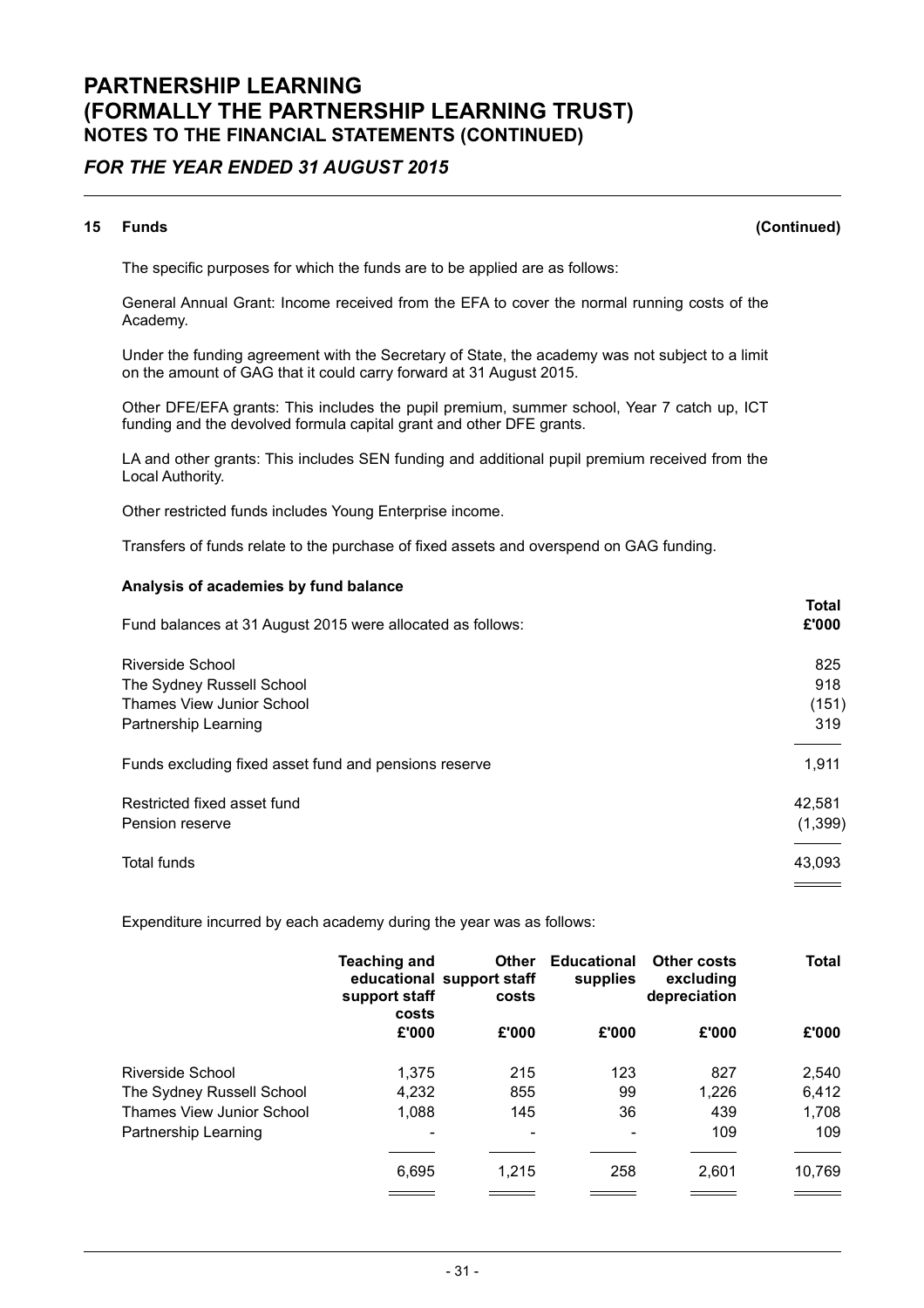## 15 Funds (Continued)

The specific purposes for which the funds are to be applied are as follows:

General Annual Grant: Income received from the EFA to cover the normal running costs of the Academy.

Under the funding agreement with the Secretary of State, the academy was not subject to a limit on the amount of GAG that it could carry forward at 31 August 2015.

Other DFE/EFA grants: This includes the pupil premium, summer school, Year 7 catch up, ICT funding and the devolved formula capital grant and other DFE grants.

LA and other grants: This includes SEN funding and additional pupil premium received from the Local Authority.

Other restricted funds includes Young Enterprise income.

Transfers of funds relate to the purchase of fixed assets and overspend on GAG funding.

**Analysis of academies by fund balance**

| Fund balances at 31 August 2015 were allocated as follows: | Total £'000 |
|---|---|
| Riverside School | 825 |
| The Sydney Russell School | 918 |
| Thames View Junior School | (151) |
| Partnership Learning | 319 |
| Funds excluding fixed asset fund and pensions reserve | 1,911 |
| Restricted fixed asset fund | 42,581 |
| Pension reserve | (1,399) |
| Total funds | 43,093 |

Expenditure incurred by each academy during the year was as follows:

| | Teaching and educational support staff costs £'000 | Other support staff costs £'000 | Educational supplies £'000 | Other costs excluding depreciation £'000 | Total £'000 |
|---|---|---|---|---|---|
| Riverside School | 1,375 | 215 | 123 | 827 | 2,540 |
| The Sydney Russell School | 4,232 | 855 | 99 | 1,226 | 6,412 |
| Thames View Junior School | 1,088 | 145 | 36 | 439 | 1,708 |
| Partnership Learning | - | - | - | 109 | 109 |
| | 6,695 | 1,215 | 258 | 2,601 | 10,769 |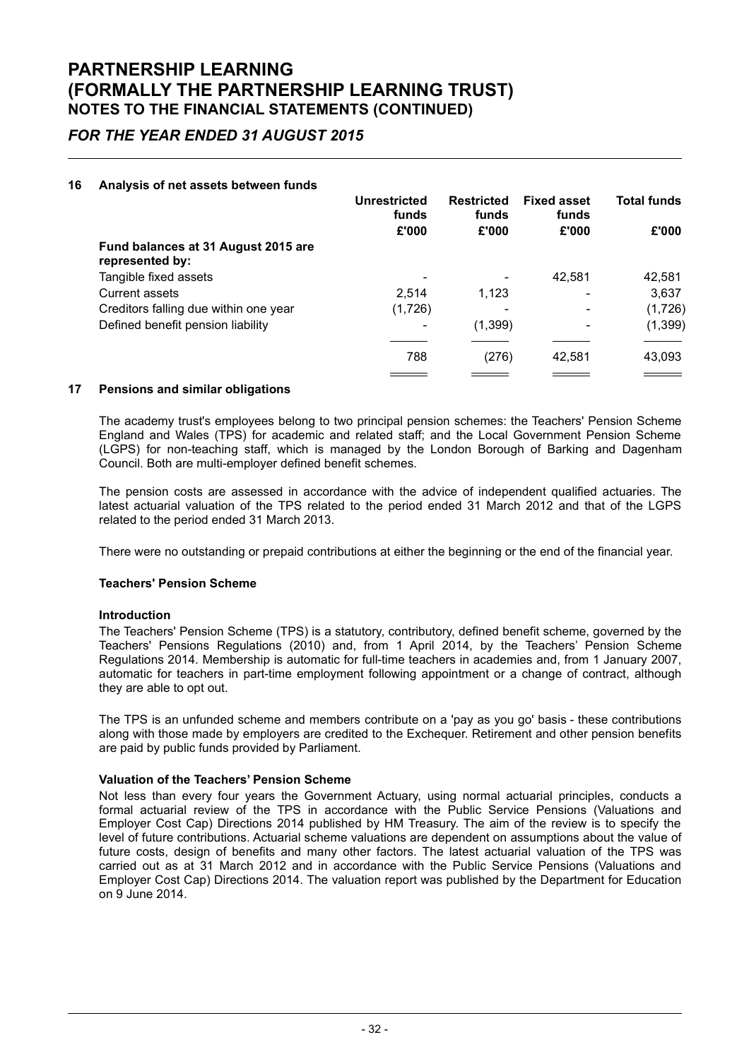## 16 Analysis of net assets between funds

| | Unrestricted funds | Restricted funds | Fixed asset funds | Total funds |
|---|---|---|---|---|
| | £'000 | £'000 | £'000 | £'000 |
| **Fund balances at 31 August 2015 are represented by:** | | | | |
| Tangible fixed assets | - | - | 42,581 | 42,581 |
| Current assets | 2,514 | 1,123 | - | 3,637 |
| Creditors falling due within one year | (1,726) | - | - | (1,726) |
| Defined benefit pension liability | - | (1,399) | - | (1,399) |
| | 788 | (276) | 42,581 | 43,093 |

## 17 Pensions and similar obligations

The academy trust's employees belong to two principal pension schemes: the Teachers' Pension Scheme England and Wales (TPS) for academic and related staff; and the Local Government Pension Scheme (LGPS) for non-teaching staff, which is managed by the London Borough of Barking and Dagenham Council. Both are multi-employer defined benefit schemes.

The pension costs are assessed in accordance with the advice of independent qualified actuaries. The latest actuarial valuation of the TPS related to the period ended 31 March 2012 and that of the LGPS related to the period ended 31 March 2013.

There were no outstanding or prepaid contributions at either the beginning or the end of the financial year.

### Teachers' Pension Scheme

#### Introduction

The Teachers' Pension Scheme (TPS) is a statutory, contributory, defined benefit scheme, governed by the Teachers' Pensions Regulations (2010) and, from 1 April 2014, by the Teachers' Pension Scheme Regulations 2014. Membership is automatic for full-time teachers in academies and, from 1 January 2007, automatic for teachers in part-time employment following appointment or a change of contract, although they are able to opt out.

The TPS is an unfunded scheme and members contribute on a 'pay as you go' basis - these contributions along with those made by employers are credited to the Exchequer. Retirement and other pension benefits are paid by public funds provided by Parliament.

#### Valuation of the Teachers' Pension Scheme

Not less than every four years the Government Actuary, using normal actuarial principles, conducts a formal actuarial review of the TPS in accordance with the Public Service Pensions (Valuations and Employer Cost Cap) Directions 2014 published by HM Treasury. The aim of the review is to specify the level of future contributions. Actuarial scheme valuations are dependent on assumptions about the value of future costs, design of benefits and many other factors. The latest actuarial valuation of the TPS was carried out as at 31 March 2012 and in accordance with the Public Service Pensions (Valuations and Employer Cost Cap) Directions 2014. The valuation report was published by the Department for Education on 9 June 2014.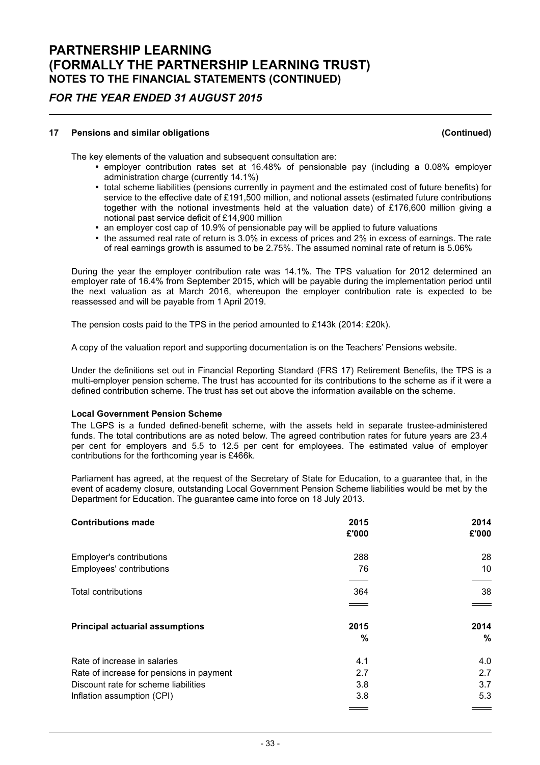# PARTNERSHIP LEARNING (FORMALLY THE PARTNERSHIP LEARNING TRUST)
## NOTES TO THE FINANCIAL STATEMENTS (CONTINUED)

### *FOR THE YEAR ENDED 31 AUGUST 2015*

**17 Pensions and similar obligations (Continued)**

The key elements of the valuation and subsequent consultation are:

- employer contribution rates set at 16.48% of pensionable pay (including a 0.08% employer administration charge (currently 14.1%)
- total scheme liabilities (pensions currently in payment and the estimated cost of future benefits) for service to the effective date of £191,500 million, and notional assets (estimated future contributions together with the notional investments held at the valuation date) of £176,600 million giving a notional past service deficit of £14,900 million
- an employer cost cap of 10.9% of pensionable pay will be applied to future valuations
- the assumed real rate of return is 3.0% in excess of prices and 2% in excess of earnings. The rate of real earnings growth is assumed to be 2.75%. The assumed nominal rate of return is 5.06%

During the year the employer contribution rate was 14.1%. The TPS valuation for 2012 determined an employer rate of 16.4% from September 2015, which will be payable during the implementation period until the next valuation as at March 2016, whereupon the employer contribution rate is expected to be reassessed and will be payable from 1 April 2019.

The pension costs paid to the TPS in the period amounted to £143k (2014: £20k).

A copy of the valuation report and supporting documentation is on the Teachers' Pensions website.

Under the definitions set out in Financial Reporting Standard (FRS 17) Retirement Benefits, the TPS is a multi-employer pension scheme. The trust has accounted for its contributions to the scheme as if it were a defined contribution scheme. The trust has set out above the information available on the scheme.

**Local Government Pension Scheme**

The LGPS is a funded defined-benefit scheme, with the assets held in separate trustee-administered funds. The total contributions are as noted below. The agreed contribution rates for future years are 23.4 per cent for employers and 5.5 to 12.5 per cent for employees. The estimated value of employer contributions for the forthcoming year is £466k.

Parliament has agreed, at the request of the Secretary of State for Education, to a guarantee that, in the event of academy closure, outstanding Local Government Pension Scheme liabilities would be met by the Department for Education. The guarantee came into force on 18 July 2013.

| **Contributions made** | **2015 £'000** | **2014 £'000** |
|---|---|---|
| Employer's contributions | 288 | 28 |
| Employees' contributions | 76 | 10 |
| Total contributions | 364 | 38 |

| **Principal actuarial assumptions** | **2015 %** | **2014 %** |
|---|---|---|
| Rate of increase in salaries | 4.1 | 4.0 |
| Rate of increase for pensions in payment | 2.7 | 2.7 |
| Discount rate for scheme liabilities | 3.8 | 3.7 |
| Inflation assumption (CPI) | 3.8 | 5.3 |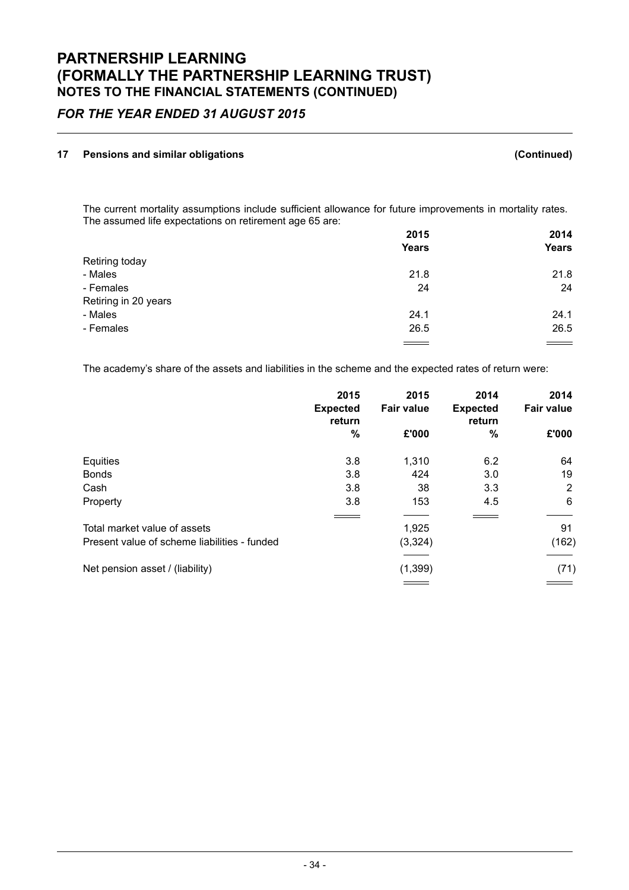## 17 Pensions and similar obligations (Continued)

The current mortality assumptions include sufficient allowance for future improvements in mortality rates. The assumed life expectations on retirement age 65 are:

| | 2015 Years | 2014 Years |
|---|---|---|
| Retiring today | | |
| - Males | 21.8 | 21.8 |
| - Females | 24 | 24 |
| Retiring in 20 years | | |
| - Males | 24.1 | 24.1 |
| - Females | 26.5 | 26.5 |

The academy's share of the assets and liabilities in the scheme and the expected rates of return were:

| | 2015 Expected return % | 2015 Fair value £'000 | 2014 Expected return % | 2014 Fair value £'000 |
|---|---|---|---|---|
| Equities | 3.8 | 1,310 | 6.2 | 64 |
| Bonds | 3.8 | 424 | 3.0 | 19 |
| Cash | 3.8 | 38 | 3.3 | 2 |
| Property | 3.8 | 153 | 4.5 | 6 |
| Total market value of assets | | 1,925 | | 91 |
| Present value of scheme liabilities - funded | | (3,324) | | (162) |
| Net pension asset / (liability) | | (1,399) | | (71) |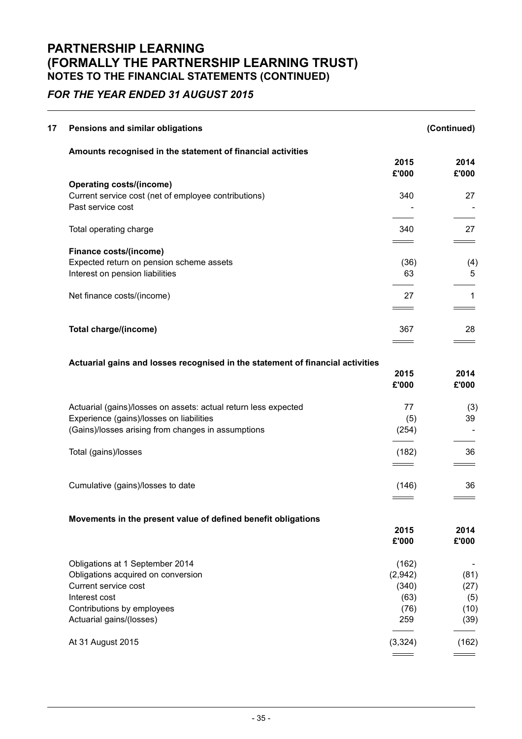# PARTNERSHIP LEARNING
# (FORMALLY THE PARTNERSHIP LEARNING TRUST)
## NOTES TO THE FINANCIAL STATEMENTS (CONTINUED)

### *FOR THE YEAR ENDED 31 AUGUST 2015*

**17 Pensions and similar obligations** **(Continued)**

**Amounts recognised in the statement of financial activities**

| | 2015 £'000 | 2014 £'000 |
|---|---|---|
| **Operating costs/(income)** | | |
| Current service cost (net of employee contributions) | 340 | 27 |
| Past service cost | - | - |
| Total operating charge | 340 | 27 |
| **Finance costs/(income)** | | |
| Expected return on pension scheme assets | (36) | (4) |
| Interest on pension liabilities | 63 | 5 |
| Net finance costs/(income) | 27 | 1 |
| **Total charge/(income)** | 367 | 28 |

**Actuarial gains and losses recognised in the statement of financial activities**

| | 2015 £'000 | 2014 £'000 |
|---|---|---|
| Actuarial (gains)/losses on assets: actual return less expected | 77 | (3) |
| Experience (gains)/losses on liabilities | (5) | 39 |
| (Gains)/losses arising from changes in assumptions | (254) | - |
| Total (gains)/losses | (182) | 36 |
| Cumulative (gains)/losses to date | (146) | 36 |

**Movements in the present value of defined benefit obligations**

| | 2015 £'000 | 2014 £'000 |
|---|---|---|
| Obligations at 1 September 2014 | (162) | - |
| Obligations acquired on conversion | (2,942) | (81) |
| Current service cost | (340) | (27) |
| Interest cost | (63) | (5) |
| Contributions by employees | (76) | (10) |
| Actuarial gains/(losses) | 259 | (39) |
| At 31 August 2015 | (3,324) | (162) |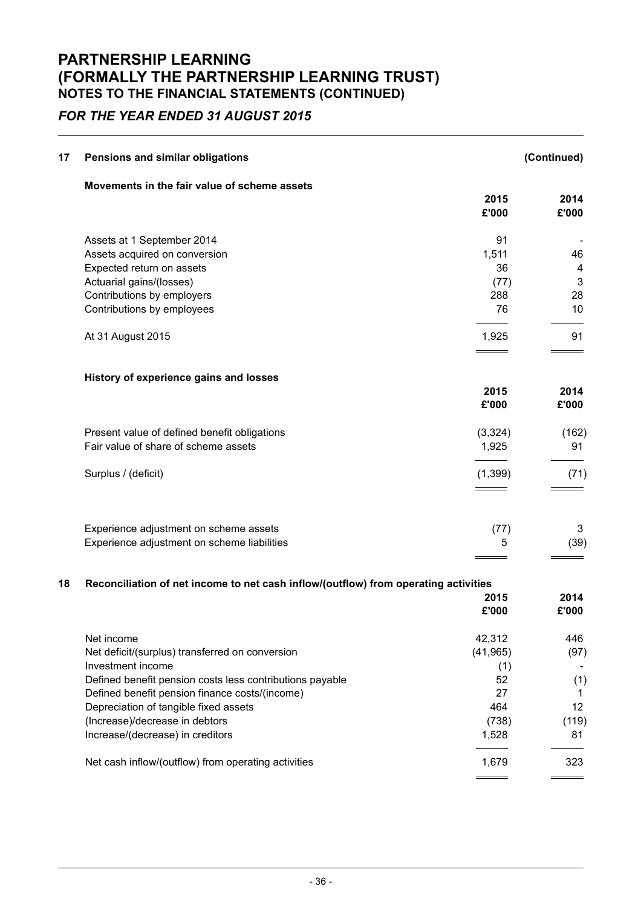# PARTNERSHIP LEARNING (FORMALLY THE PARTNERSHIP LEARNING TRUST)
## NOTES TO THE FINANCIAL STATEMENTS (CONTINUED)

*FOR THE YEAR ENDED 31 AUGUST 2015*

## 17 Pensions and similar obligations (Continued)

**Movements in the fair value of scheme assets**

| | 2015 £'000 | 2014 £'000 |
|---|---|---|
| Assets at 1 September 2014 | 91 | - |
| Assets acquired on conversion | 1,511 | 46 |
| Expected return on assets | 36 | 4 |
| Actuarial gains/(losses) | (77) | 3 |
| Contributions by employers | 288 | 28 |
| Contributions by employees | 76 | 10 |
| At 31 August 2015 | 1,925 | 91 |

**History of experience gains and losses**

| | 2015 £'000 | 2014 £'000 |
|---|---|---|
| Present value of defined benefit obligations | (3,324) | (162) |
| Fair value of share of scheme assets | 1,925 | 91 |
| Surplus / (deficit) | (1,399) | (71) |
| | | |
| Experience adjustment on scheme assets | (77) | 3 |
| Experience adjustment on scheme liabilities | 5 | (39) |

## 18 Reconciliation of net income to net cash inflow/(outflow) from operating activities

| | 2015 £'000 | 2014 £'000 |
|---|---|---|
| Net income | 42,312 | 446 |
| Net deficit/(surplus) transferred on conversion | (41,965) | (97) |
| Investment income | (1) | - |
| Defined benefit pension costs less contributions payable | 52 | (1) |
| Defined benefit pension finance costs/(income) | 27 | 1 |
| Depreciation of tangible fixed assets | 464 | 12 |
| (Increase)/decrease in debtors | (738) | (119) |
| Increase/(decrease) in creditors | 1,528 | 81 |
| Net cash inflow/(outflow) from operating activities | 1,679 | 323 |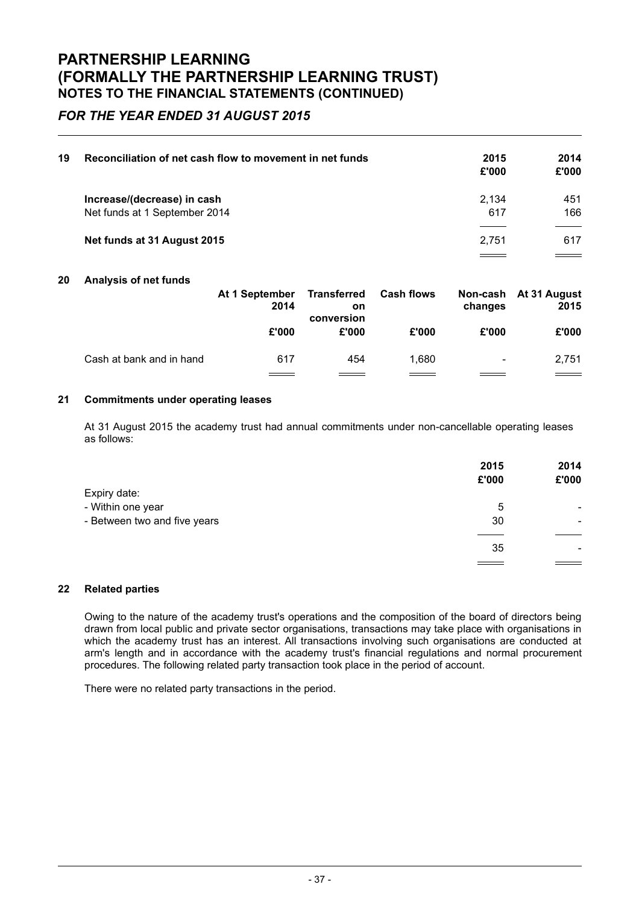# PARTNERSHIP LEARNING (FORMALLY THE PARTNERSHIP LEARNING TRUST)
## NOTES TO THE FINANCIAL STATEMENTS (CONTINUED)

*FOR THE YEAR ENDED 31 AUGUST 2015*

### 19 Reconciliation of net cash flow to movement in net funds

| | 2015<br>£'000 | 2014<br>£'000 |
|---|---|---|
| **Increase/(decrease) in cash** | 2,134 | 451 |
| Net funds at 1 September 2014 | 617 | 166 |
| **Net funds at 31 August 2015** | 2,751 | 617 |

### 20 Analysis of net funds

| | At 1 September 2014 | Transferred on conversion | Cash flows | Non-cash changes | At 31 August 2015 |
|---|---|---|---|---|---|
| | £'000 | £'000 | £'000 | £'000 | £'000 |
| Cash at bank and in hand | 617 | 454 | 1,680 | - | 2,751 |

### 21 Commitments under operating leases

At 31 August 2015 the academy trust had annual commitments under non-cancellable operating leases as follows:

| | 2015<br>£'000 | 2014<br>£'000 |
|---|---|---|
| Expiry date: | | |
| - Within one year | 5 | - |
| - Between two and five years | 30 | - |
| | 35 | - |

### 22 Related parties

Owing to the nature of the academy trust's operations and the composition of the board of directors being drawn from local public and private sector organisations, transactions may take place with organisations in which the academy trust has an interest. All transactions involving such organisations are conducted at arm's length and in accordance with the academy trust's financial regulations and normal procurement procedures. The following related party transaction took place in the period of account.

There were no related party transactions in the period.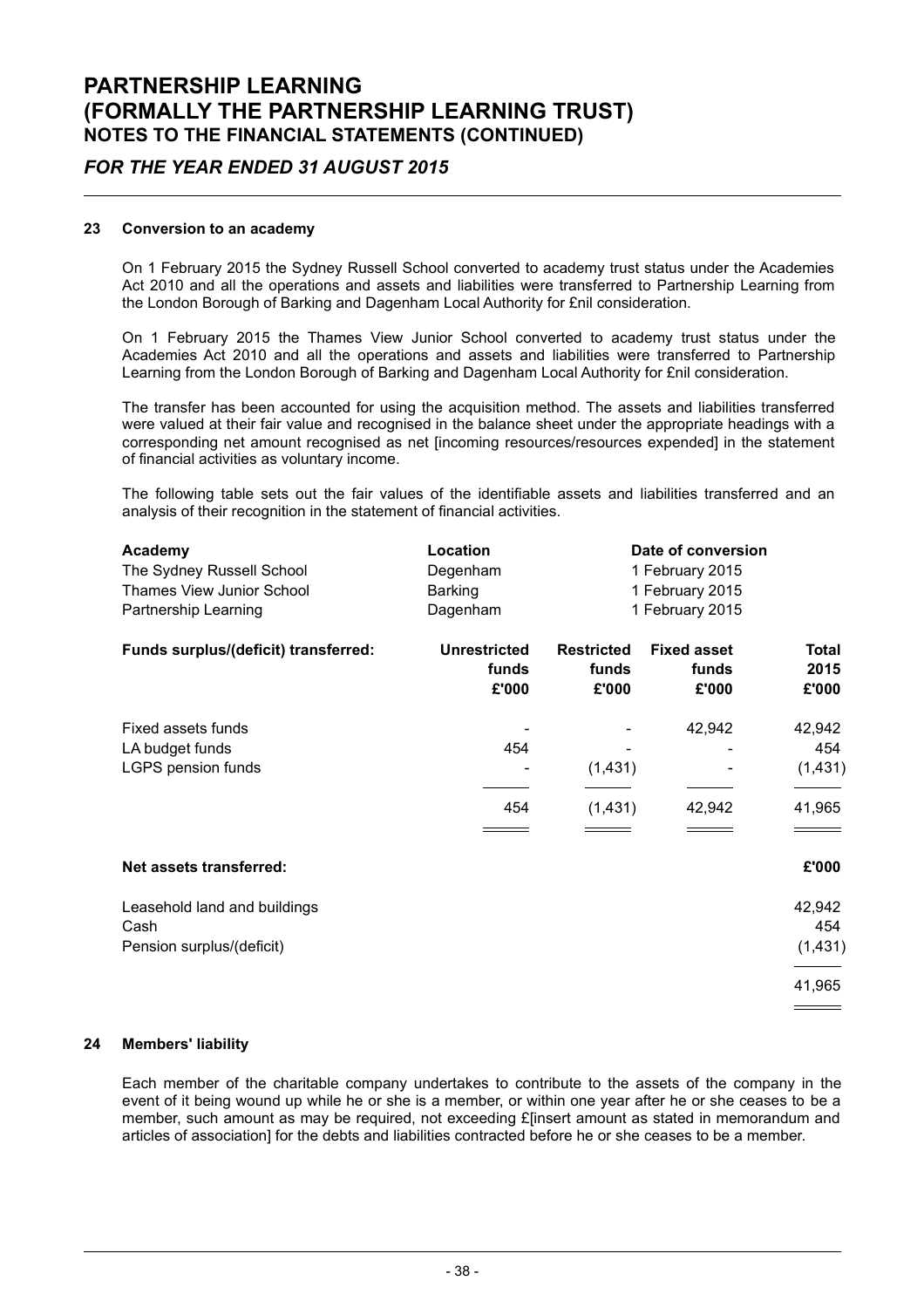## 23 Conversion to an academy

On 1 February 2015 the Sydney Russell School converted to academy trust status under the Academies Act 2010 and all the operations and assets and liabilities were transferred to Partnership Learning from the London Borough of Barking and Dagenham Local Authority for £nil consideration.

On 1 February 2015 the Thames View Junior School converted to academy trust status under the Academies Act 2010 and all the operations and assets and liabilities were transferred to Partnership Learning from the London Borough of Barking and Dagenham Local Authority for £nil consideration.

The transfer has been accounted for using the acquisition method. The assets and liabilities transferred were valued at their fair value and recognised in the balance sheet under the appropriate headings with a corresponding net amount recognised as net [incoming resources/resources expended] in the statement of financial activities as voluntary income.

The following table sets out the fair values of the identifiable assets and liabilities transferred and an analysis of their recognition in the statement of financial activities.

| Academy | Location | Date of conversion |
|---|---|---|
| The Sydney Russell School | Degenham | 1 February 2015 |
| Thames View Junior School | Barking | 1 February 2015 |
| Partnership Learning | Dagenham | 1 February 2015 |

| Funds surplus/(deficit) transferred: | Unrestricted funds £'000 | Restricted funds £'000 | Fixed asset funds £'000 | Total 2015 £'000 |
|---|---|---|---|---|
| Fixed assets funds | - | - | 42,942 | 42,942 |
| LA budget funds | 454 | - | - | 454 |
| LGPS pension funds | - | (1,431) | - | (1,431) |
| | 454 | (1,431) | 42,942 | 41,965 |

| Net assets transferred: | £'000 |
|---|---|
| Leasehold land and buildings | 42,942 |
| Cash | 454 |
| Pension surplus/(deficit) | (1,431) |
| | 41,965 |

## 24 Members' liability

Each member of the charitable company undertakes to contribute to the assets of the company in the event of it being wound up while he or she is a member, or within one year after he or she ceases to be a member, such amount as may be required, not exceeding £[insert amount as stated in memorandum and articles of association] for the debts and liabilities contracted before he or she ceases to be a member.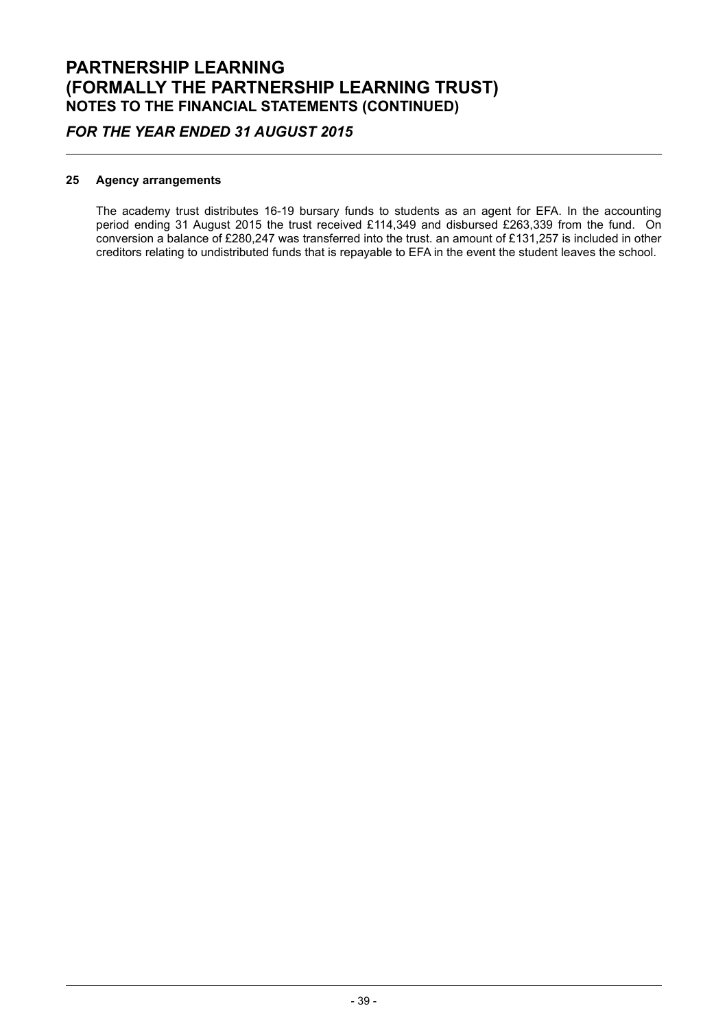# PARTNERSHIP LEARNING
# (FORMALLY THE PARTNERSHIP LEARNING TRUST)
## NOTES TO THE FINANCIAL STATEMENTS (CONTINUED)

### *FOR THE YEAR ENDED 31 AUGUST 2015*

**25 Agency arrangements**

The academy trust distributes 16-19 bursary funds to students as an agent for EFA. In the accounting period ending 31 August 2015 the trust received £114,349 and disbursed £263,339 from the fund. On conversion a balance of £280,247 was transferred into the trust. an amount of £131,257 is included in other creditors relating to undistributed funds that is repayable to EFA in the event the student leaves the school.